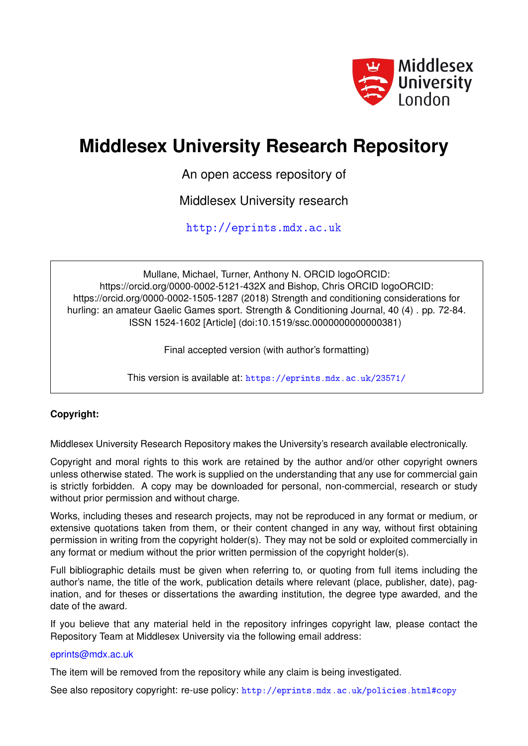Middlesex University London

# Middlesex University Research Repository

An open access repository of

Middlesex University research

http://eprints.mdx.ac.uk

Mullane, Michael, Turner, Anthony N. ORCID logoORCID: https://orcid.org/0000-0002-5121-432X and Bishop, Chris ORCID logoORCID: https://orcid.org/0000-0002-1505-1287 (2018) Strength and conditioning considerations for hurling: an amateur Gaelic Games sport. Strength & Conditioning Journal, 40 (4) . pp. 72-84. ISSN 1524-1602 [Article] (doi:10.1519/ssc.0000000000000381)

Final accepted version (with author's formatting)

This version is available at: https://eprints.mdx.ac.uk/23571/

**Copyright:**

Middlesex University Research Repository makes the University's research available electronically.

Copyright and moral rights to this work are retained by the author and/or other copyright owners unless otherwise stated. The work is supplied on the understanding that any use for commercial gain is strictly forbidden. A copy may be downloaded for personal, non-commercial, research or study without prior permission and without charge.

Works, including theses and research projects, may not be reproduced in any format or medium, or extensive quotations taken from them, or their content changed in any way, without first obtaining permission in writing from the copyright holder(s). They may not be sold or exploited commercially in any format or medium without the prior written permission of the copyright holder(s).

Full bibliographic details must be given when referring to, or quoting from full items including the author's name, the title of the work, publication details where relevant (place, publisher, date), pagination, and for theses or dissertations the awarding institution, the degree type awarded, and the date of the award.

If you believe that any material held in the repository infringes copyright law, please contact the Repository Team at Middlesex University via the following email address:

eprints@mdx.ac.uk

The item will be removed from the repository while any claim is being investigated.

See also repository copyright: re-use policy: http://eprints.mdx.ac.uk/policies.html#copy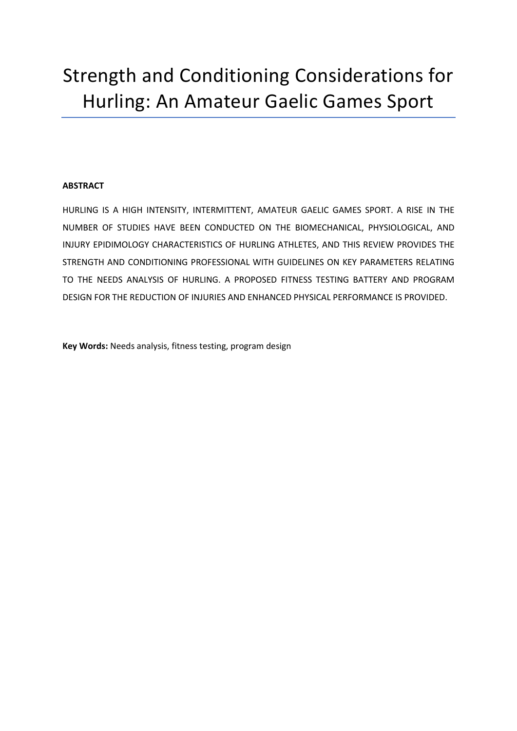# Strength and Conditioning Considerations for Hurling: An Amateur Gaelic Games Sport

**ABSTRACT**

HURLING IS A HIGH INTENSITY, INTERMITTENT, AMATEUR GAELIC GAMES SPORT. A RISE IN THE NUMBER OF STUDIES HAVE BEEN CONDUCTED ON THE BIOMECHANICAL, PHYSIOLOGICAL, AND INJURY EPIDIMOLOGY CHARACTERISTICS OF HURLING ATHLETES, AND THIS REVIEW PROVIDES THE STRENGTH AND CONDITIONING PROFESSIONAL WITH GUIDELINES ON KEY PARAMETERS RELATING TO THE NEEDS ANALYSIS OF HURLING. A PROPOSED FITNESS TESTING BATTERY AND PROGRAM DESIGN FOR THE REDUCTION OF INJURIES AND ENHANCED PHYSICAL PERFORMANCE IS PROVIDED.

**Key Words:** Needs analysis, fitness testing, program design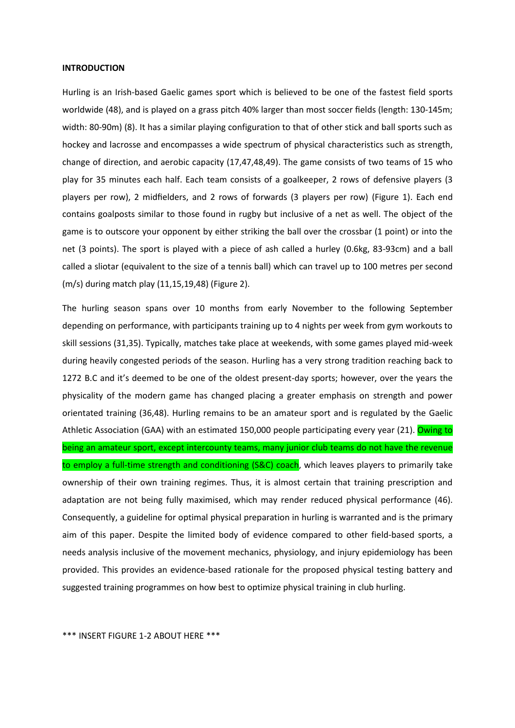**INTRODUCTION**

Hurling is an Irish-based Gaelic games sport which is believed to be one of the fastest field sports worldwide (48), and is played on a grass pitch 40% larger than most soccer fields (length: 130-145m; width: 80-90m) (8). It has a similar playing configuration to that of other stick and ball sports such as hockey and lacrosse and encompasses a wide spectrum of physical characteristics such as strength, change of direction, and aerobic capacity (17,47,48,49). The game consists of two teams of 15 who play for 35 minutes each half. Each team consists of a goalkeeper, 2 rows of defensive players (3 players per row), 2 midfielders, and 2 rows of forwards (3 players per row) (Figure 1). Each end contains goalposts similar to those found in rugby but inclusive of a net as well. The object of the game is to outscore your opponent by either striking the ball over the crossbar (1 point) or into the net (3 points). The sport is played with a piece of ash called a hurley (0.6kg, 83-93cm) and a ball called a sliotar (equivalent to the size of a tennis ball) which can travel up to 100 metres per second (m/s) during match play (11,15,19,48) (Figure 2).

The hurling season spans over 10 months from early November to the following September depending on performance, with participants training up to 4 nights per week from gym workouts to skill sessions (31,35). Typically, matches take place at weekends, with some games played mid-week during heavily congested periods of the season. Hurling has a very strong tradition reaching back to 1272 B.C and it's deemed to be one of the oldest present-day sports; however, over the years the physicality of the modern game has changed placing a greater emphasis on strength and power orientated training (36,48). Hurling remains to be an amateur sport and is regulated by the Gaelic Athletic Association (GAA) with an estimated 150,000 people participating every year (21). Owing to being an amateur sport, except intercounty teams, many junior club teams do not have the revenue to employ a full-time strength and conditioning (S&C) coach, which leaves players to primarily take ownership of their own training regimes. Thus, it is almost certain that training prescription and adaptation are not being fully maximised, which may render reduced physical performance (46). Consequently, a guideline for optimal physical preparation in hurling is warranted and is the primary aim of this paper. Despite the limited body of evidence compared to other field-based sports, a needs analysis inclusive of the movement mechanics, physiology, and injury epidemiology has been provided. This provides an evidence-based rationale for the proposed physical testing battery and suggested training programmes on how best to optimize physical training in club hurling.

*** INSERT FIGURE 1-2 ABOUT HERE ***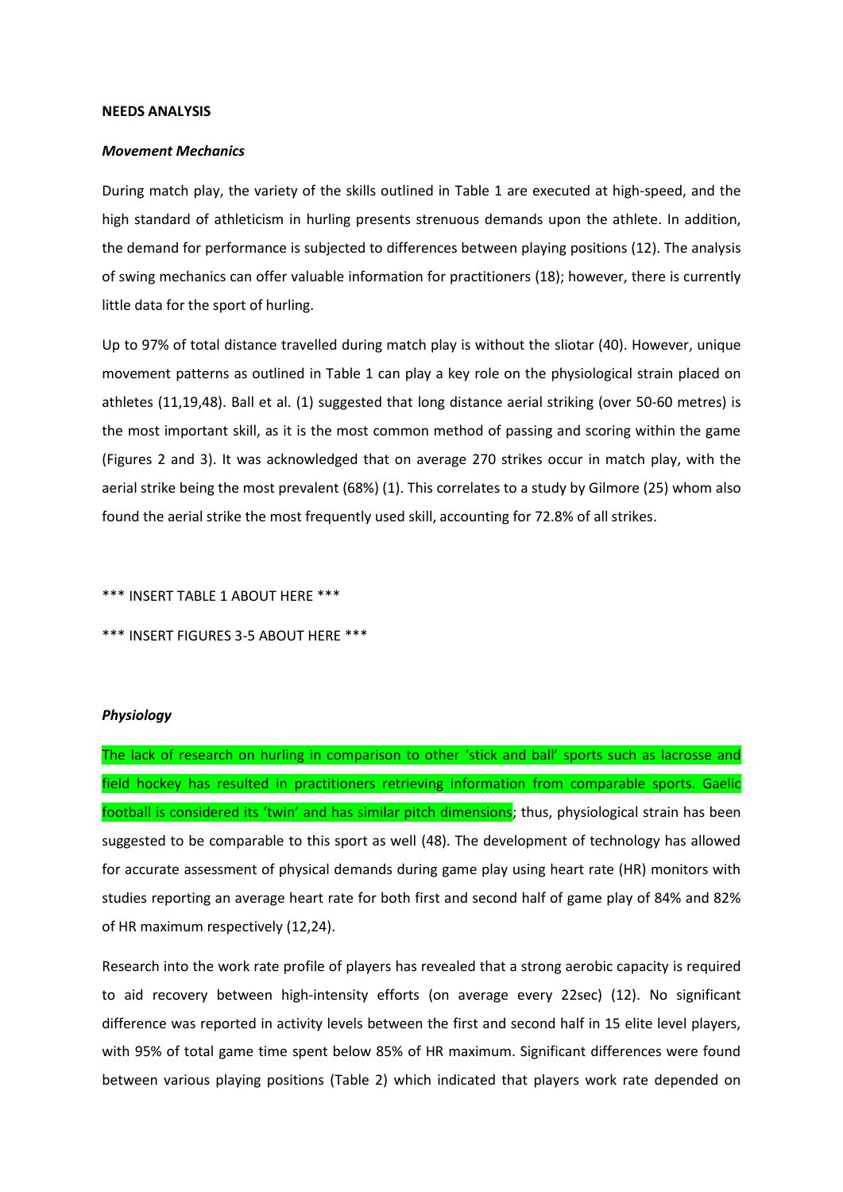**NEEDS ANALYSIS**

***Movement Mechanics***

During match play, the variety of the skills outlined in Table 1 are executed at high-speed, and the high standard of athleticism in hurling presents strenuous demands upon the athlete. In addition, the demand for performance is subjected to differences between playing positions (12). The analysis of swing mechanics can offer valuable information for practitioners (18); however, there is currently little data for the sport of hurling.

Up to 97% of total distance travelled during match play is without the sliotar (40). However, unique movement patterns as outlined in Table 1 can play a key role on the physiological strain placed on athletes (11,19,48). Ball et al. (1) suggested that long distance aerial striking (over 50-60 metres) is the most important skill, as it is the most common method of passing and scoring within the game (Figures 2 and 3). It was acknowledged that on average 270 strikes occur in match play, with the aerial strike being the most prevalent (68%) (1). This correlates to a study by Gilmore (25) whom also found the aerial strike the most frequently used skill, accounting for 72.8% of all strikes.

*** INSERT TABLE 1 ABOUT HERE ***

*** INSERT FIGURES 3-5 ABOUT HERE ***

***Physiology***

The lack of research on hurling in comparison to other 'stick and ball' sports such as lacrosse and field hockey has resulted in practitioners retrieving information from comparable sports. Gaelic football is considered its 'twin' and has similar pitch dimensions; thus, physiological strain has been suggested to be comparable to this sport as well (48). The development of technology has allowed for accurate assessment of physical demands during game play using heart rate (HR) monitors with studies reporting an average heart rate for both first and second half of game play of 84% and 82% of HR maximum respectively (12,24).

Research into the work rate profile of players has revealed that a strong aerobic capacity is required to aid recovery between high-intensity efforts (on average every 22sec) (12). No significant difference was reported in activity levels between the first and second half in 15 elite level players, with 95% of total game time spent below 85% of HR maximum. Significant differences were found between various playing positions (Table 2) which indicated that players work rate depended on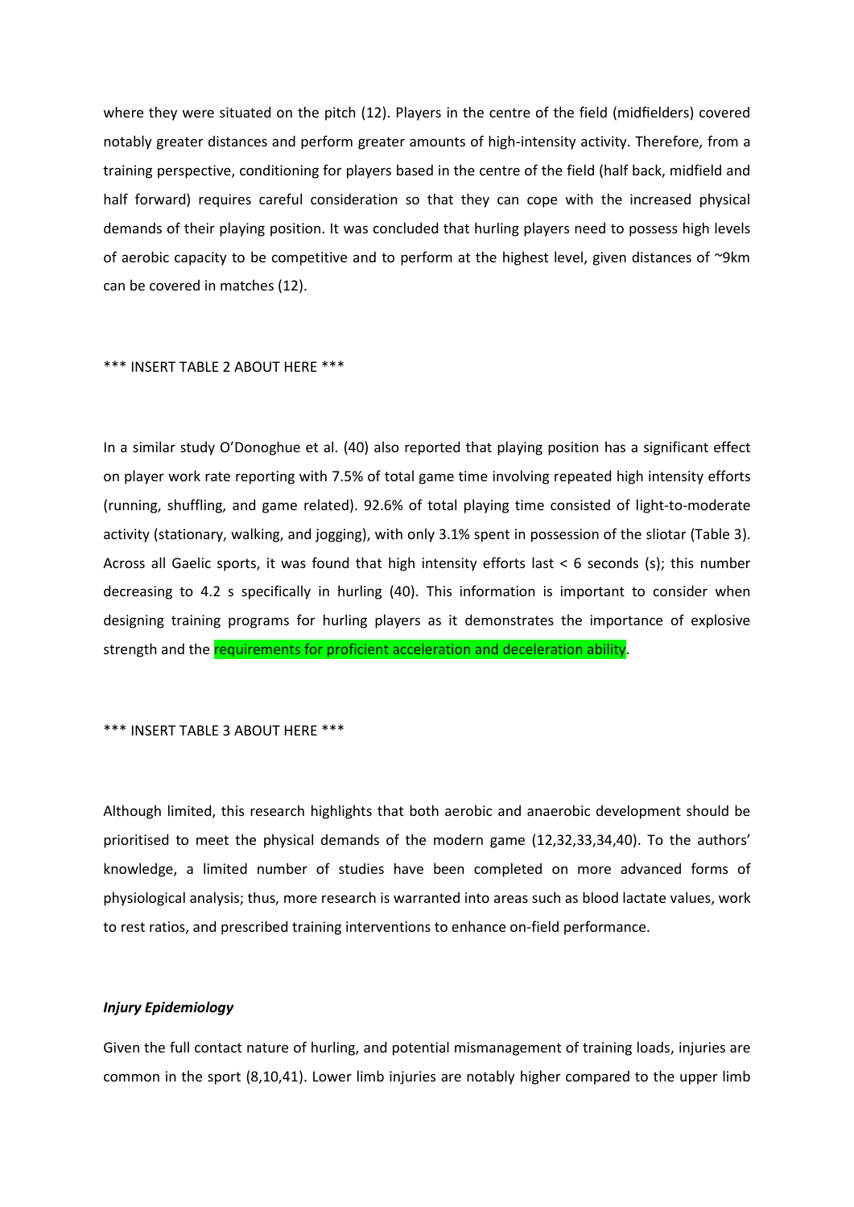where they were situated on the pitch (12). Players in the centre of the field (midfielders) covered notably greater distances and perform greater amounts of high-intensity activity. Therefore, from a training perspective, conditioning for players based in the centre of the field (half back, midfield and half forward) requires careful consideration so that they can cope with the increased physical demands of their playing position. It was concluded that hurling players need to possess high levels of aerobic capacity to be competitive and to perform at the highest level, given distances of ~9km can be covered in matches (12).

*** INSERT TABLE 2 ABOUT HERE ***

In a similar study O'Donoghue et al. (40) also reported that playing position has a significant effect on player work rate reporting with 7.5% of total game time involving repeated high intensity efforts (running, shuffling, and game related). 92.6% of total playing time consisted of light-to-moderate activity (stationary, walking, and jogging), with only 3.1% spent in possession of the sliotar (Table 3). Across all Gaelic sports, it was found that high intensity efforts last < 6 seconds (s); this number decreasing to 4.2 s specifically in hurling (40). This information is important to consider when designing training programs for hurling players as it demonstrates the importance of explosive strength and the requirements for proficient acceleration and deceleration ability.

*** INSERT TABLE 3 ABOUT HERE ***

Although limited, this research highlights that both aerobic and anaerobic development should be prioritised to meet the physical demands of the modern game (12,32,33,34,40). To the authors' knowledge, a limited number of studies have been completed on more advanced forms of physiological analysis; thus, more research is warranted into areas such as blood lactate values, work to rest ratios, and prescribed training interventions to enhance on-field performance.

***Injury Epidemiology***

Given the full contact nature of hurling, and potential mismanagement of training loads, injuries are common in the sport (8,10,41). Lower limb injuries are notably higher compared to the upper limb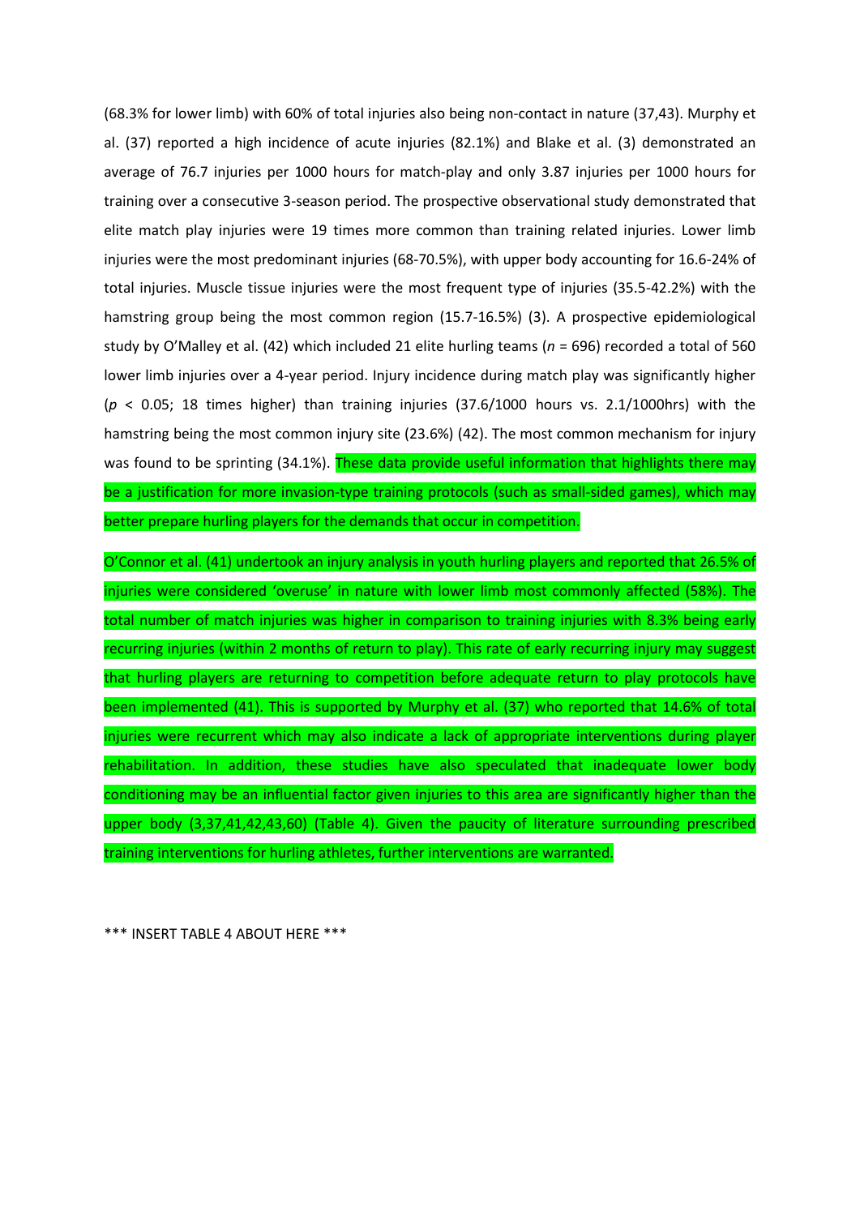(68.3% for lower limb) with 60% of total injuries also being non-contact in nature (37,43). Murphy et al. (37) reported a high incidence of acute injuries (82.1%) and Blake et al. (3) demonstrated an average of 76.7 injuries per 1000 hours for match-play and only 3.87 injuries per 1000 hours for training over a consecutive 3-season period. The prospective observational study demonstrated that elite match play injuries were 19 times more common than training related injuries. Lower limb injuries were the most predominant injuries (68-70.5%), with upper body accounting for 16.6-24% of total injuries. Muscle tissue injuries were the most frequent type of injuries (35.5-42.2%) with the hamstring group being the most common region (15.7-16.5%) (3). A prospective epidemiological study by O'Malley et al. (42) which included 21 elite hurling teams (*n* = 696) recorded a total of 560 lower limb injuries over a 4-year period. Injury incidence during match play was significantly higher ($p < 0.05$; 18 times higher) than training injuries (37.6/1000 hours vs. 2.1/1000hrs) with the hamstring being the most common injury site (23.6%) (42). The most common mechanism for injury was found to be sprinting (34.1%). These data provide useful information that highlights there may be a justification for more invasion-type training protocols (such as small-sided games), which may better prepare hurling players for the demands that occur in competition.

O'Connor et al. (41) undertook an injury analysis in youth hurling players and reported that 26.5% of injuries were considered 'overuse' in nature with lower limb most commonly affected (58%). The total number of match injuries was higher in comparison to training injuries with 8.3% being early recurring injuries (within 2 months of return to play). This rate of early recurring injury may suggest that hurling players are returning to competition before adequate return to play protocols have been implemented (41). This is supported by Murphy et al. (37) who reported that 14.6% of total injuries were recurrent which may also indicate a lack of appropriate interventions during player rehabilitation. In addition, these studies have also speculated that inadequate lower body conditioning may be an influential factor given injuries to this area are significantly higher than the upper body (3,37,41,42,43,60) (Table 4). Given the paucity of literature surrounding prescribed training interventions for hurling athletes, further interventions are warranted.

*** INSERT TABLE 4 ABOUT HERE ***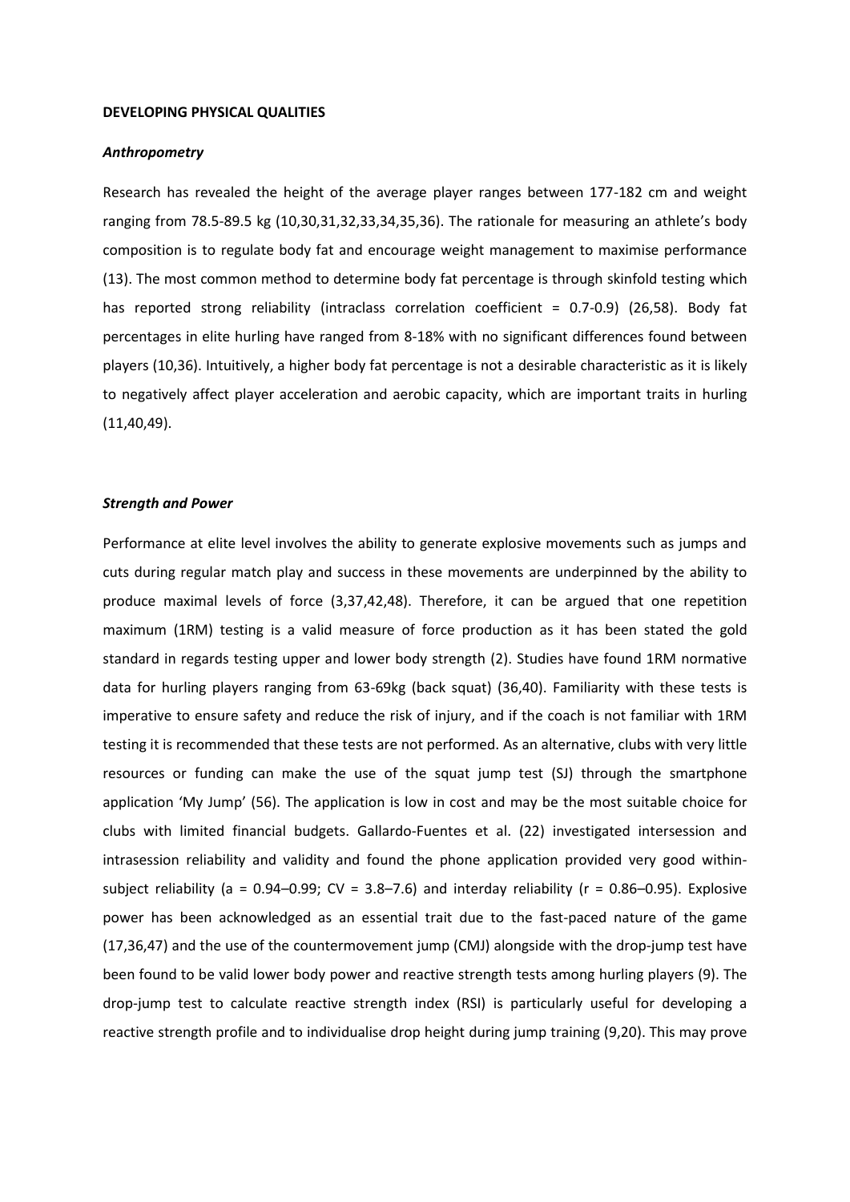**DEVELOPING PHYSICAL QUALITIES**

***Anthropometry***

Research has revealed the height of the average player ranges between 177-182 cm and weight ranging from 78.5-89.5 kg (10,30,31,32,33,34,35,36). The rationale for measuring an athlete's body composition is to regulate body fat and encourage weight management to maximise performance (13). The most common method to determine body fat percentage is through skinfold testing which has reported strong reliability (intraclass correlation coefficient = 0.7-0.9) (26,58). Body fat percentages in elite hurling have ranged from 8-18% with no significant differences found between players (10,36). Intuitively, a higher body fat percentage is not a desirable characteristic as it is likely to negatively affect player acceleration and aerobic capacity, which are important traits in hurling (11,40,49).

***Strength and Power***

Performance at elite level involves the ability to generate explosive movements such as jumps and cuts during regular match play and success in these movements are underpinned by the ability to produce maximal levels of force (3,37,42,48). Therefore, it can be argued that one repetition maximum (1RM) testing is a valid measure of force production as it has been stated the gold standard in regards testing upper and lower body strength (2). Studies have found 1RM normative data for hurling players ranging from 63-69kg (back squat) (36,40). Familiarity with these tests is imperative to ensure safety and reduce the risk of injury, and if the coach is not familiar with 1RM testing it is recommended that these tests are not performed. As an alternative, clubs with very little resources or funding can make the use of the squat jump test (SJ) through the smartphone application 'My Jump' (56). The application is low in cost and may be the most suitable choice for clubs with limited financial budgets. Gallardo-Fuentes et al. (22) investigated intersession and intrasession reliability and validity and found the phone application provided very good within-subject reliability (a = 0.94–0.99; CV = 3.8–7.6) and interday reliability (r = 0.86–0.95). Explosive power has been acknowledged as an essential trait due to the fast-paced nature of the game (17,36,47) and the use of the countermovement jump (CMJ) alongside with the drop-jump test have been found to be valid lower body power and reactive strength tests among hurling players (9). The drop-jump test to calculate reactive strength index (RSI) is particularly useful for developing a reactive strength profile and to individualise drop height during jump training (9,20). This may prove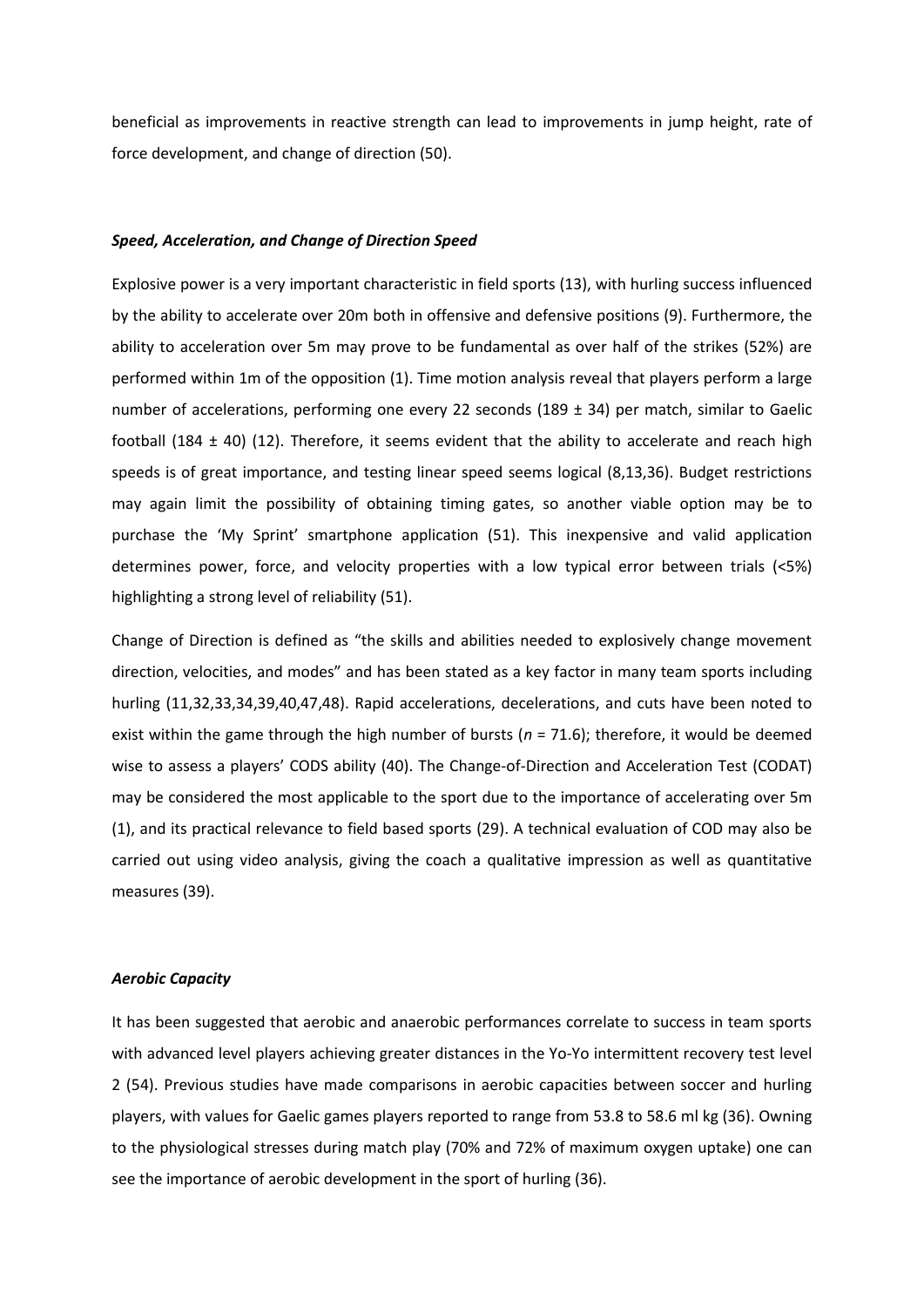beneficial as improvements in reactive strength can lead to improvements in jump height, rate of force development, and change of direction (50).

### *Speed, Acceleration, and Change of Direction Speed*

Explosive power is a very important characteristic in field sports (13), with hurling success influenced by the ability to accelerate over 20m both in offensive and defensive positions (9). Furthermore, the ability to acceleration over 5m may prove to be fundamental as over half of the strikes (52%) are performed within 1m of the opposition (1). Time motion analysis reveal that players perform a large number of accelerations, performing one every 22 seconds (189 ± 34) per match, similar to Gaelic football (184 ± 40) (12). Therefore, it seems evident that the ability to accelerate and reach high speeds is of great importance, and testing linear speed seems logical (8,13,36). Budget restrictions may again limit the possibility of obtaining timing gates, so another viable option may be to purchase the 'My Sprint' smartphone application (51). This inexpensive and valid application determines power, force, and velocity properties with a low typical error between trials (<5%) highlighting a strong level of reliability (51).

Change of Direction is defined as "the skills and abilities needed to explosively change movement direction, velocities, and modes" and has been stated as a key factor in many team sports including hurling (11,32,33,34,39,40,47,48). Rapid accelerations, decelerations, and cuts have been noted to exist within the game through the high number of bursts ($n$ = 71.6); therefore, it would be deemed wise to assess a players' CODS ability (40). The Change-of-Direction and Acceleration Test (CODAT) may be considered the most applicable to the sport due to the importance of accelerating over 5m (1), and its practical relevance to field based sports (29). A technical evaluation of COD may also be carried out using video analysis, giving the coach a qualitative impression as well as quantitative measures (39).

### *Aerobic Capacity*

It has been suggested that aerobic and anaerobic performances correlate to success in team sports with advanced level players achieving greater distances in the Yo-Yo intermittent recovery test level 2 (54). Previous studies have made comparisons in aerobic capacities between soccer and hurling players, with values for Gaelic games players reported to range from 53.8 to 58.6 ml kg (36). Owning to the physiological stresses during match play (70% and 72% of maximum oxygen uptake) one can see the importance of aerobic development in the sport of hurling (36).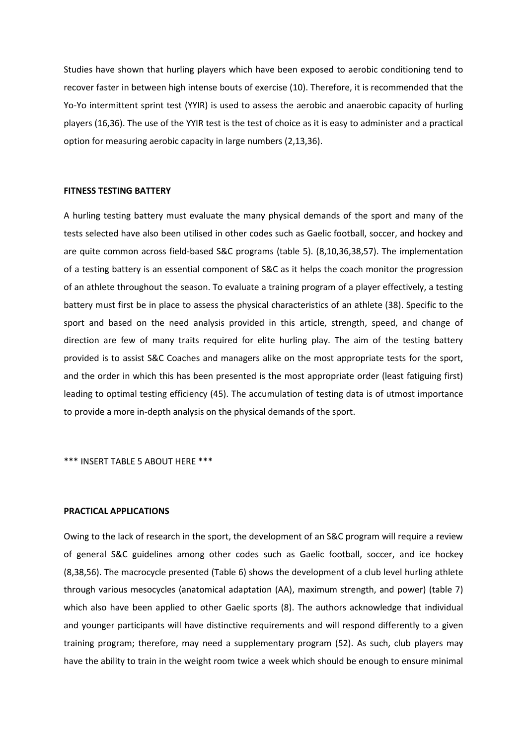Studies have shown that hurling players which have been exposed to aerobic conditioning tend to recover faster in between high intense bouts of exercise (10). Therefore, it is recommended that the Yo-Yo intermittent sprint test (YYIR) is used to assess the aerobic and anaerobic capacity of hurling players (16,36). The use of the YYIR test is the test of choice as it is easy to administer and a practical option for measuring aerobic capacity in large numbers (2,13,36).

## FITNESS TESTING BATTERY

A hurling testing battery must evaluate the many physical demands of the sport and many of the tests selected have also been utilised in other codes such as Gaelic football, soccer, and hockey and are quite common across field-based S&C programs (table 5). (8,10,36,38,57). The implementation of a testing battery is an essential component of S&C as it helps the coach monitor the progression of an athlete throughout the season. To evaluate a training program of a player effectively, a testing battery must first be in place to assess the physical characteristics of an athlete (38). Specific to the sport and based on the need analysis provided in this article, strength, speed, and change of direction are few of many traits required for elite hurling play. The aim of the testing battery provided is to assist S&C Coaches and managers alike on the most appropriate tests for the sport, and the order in which this has been presented is the most appropriate order (least fatiguing first) leading to optimal testing efficiency (45). The accumulation of testing data is of utmost importance to provide a more in-depth analysis on the physical demands of the sport.

*** INSERT TABLE 5 ABOUT HERE ***

## PRACTICAL APPLICATIONS

Owing to the lack of research in the sport, the development of an S&C program will require a review of general S&C guidelines among other codes such as Gaelic football, soccer, and ice hockey (8,38,56). The macrocycle presented (Table 6) shows the development of a club level hurling athlete through various mesocycles (anatomical adaptation (AA), maximum strength, and power) (table 7) which also have been applied to other Gaelic sports (8). The authors acknowledge that individual and younger participants will have distinctive requirements and will respond differently to a given training program; therefore, may need a supplementary program (52). As such, club players may have the ability to train in the weight room twice a week which should be enough to ensure minimal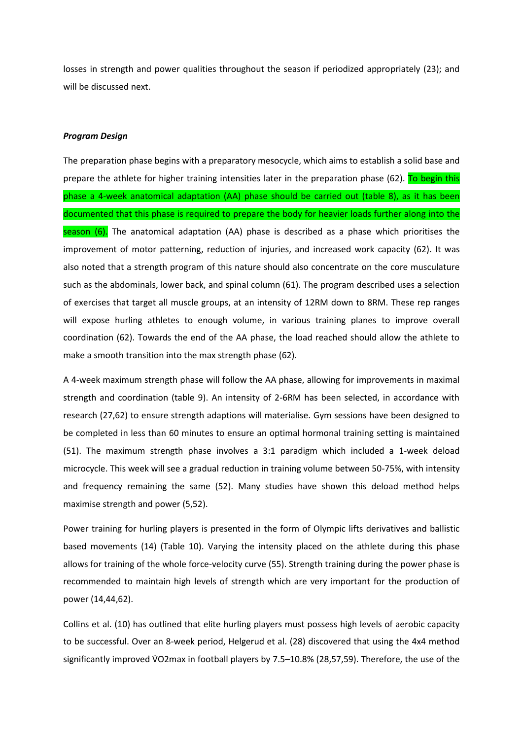losses in strength and power qualities throughout the season if periodized appropriately (23); and will be discussed next.

***Program Design***

The preparation phase begins with a preparatory mesocycle, which aims to establish a solid base and prepare the athlete for higher training intensities later in the preparation phase (62). To begin this phase a 4-week anatomical adaptation (AA) phase should be carried out (table 8), as it has been documented that this phase is required to prepare the body for heavier loads further along into the season (6). The anatomical adaptation (AA) phase is described as a phase which prioritises the improvement of motor patterning, reduction of injuries, and increased work capacity (62). It was also noted that a strength program of this nature should also concentrate on the core musculature such as the abdominals, lower back, and spinal column (61). The program described uses a selection of exercises that target all muscle groups, at an intensity of 12RM down to 8RM. These rep ranges will expose hurling athletes to enough volume, in various training planes to improve overall coordination (62). Towards the end of the AA phase, the load reached should allow the athlete to make a smooth transition into the max strength phase (62).

A 4-week maximum strength phase will follow the AA phase, allowing for improvements in maximal strength and coordination (table 9). An intensity of 2-6RM has been selected, in accordance with research (27,62) to ensure strength adaptions will materialise. Gym sessions have been designed to be completed in less than 60 minutes to ensure an optimal hormonal training setting is maintained (51). The maximum strength phase involves a 3:1 paradigm which included a 1-week deload microcycle. This week will see a gradual reduction in training volume between 50-75%, with intensity and frequency remaining the same (52). Many studies have shown this deload method helps maximise strength and power (5,52).

Power training for hurling players is presented in the form of Olympic lifts derivatives and ballistic based movements (14) (Table 10). Varying the intensity placed on the athlete during this phase allows for training of the whole force-velocity curve (55). Strength training during the power phase is recommended to maintain high levels of strength which are very important for the production of power (14,44,62).

Collins et al. (10) has outlined that elite hurling players must possess high levels of aerobic capacity to be successful. Over an 8-week period, Helgerud et al. (28) discovered that using the 4x4 method significantly improved $\dot{V}O_2max$ in football players by 7.5–10.8% (28,57,59). Therefore, the use of the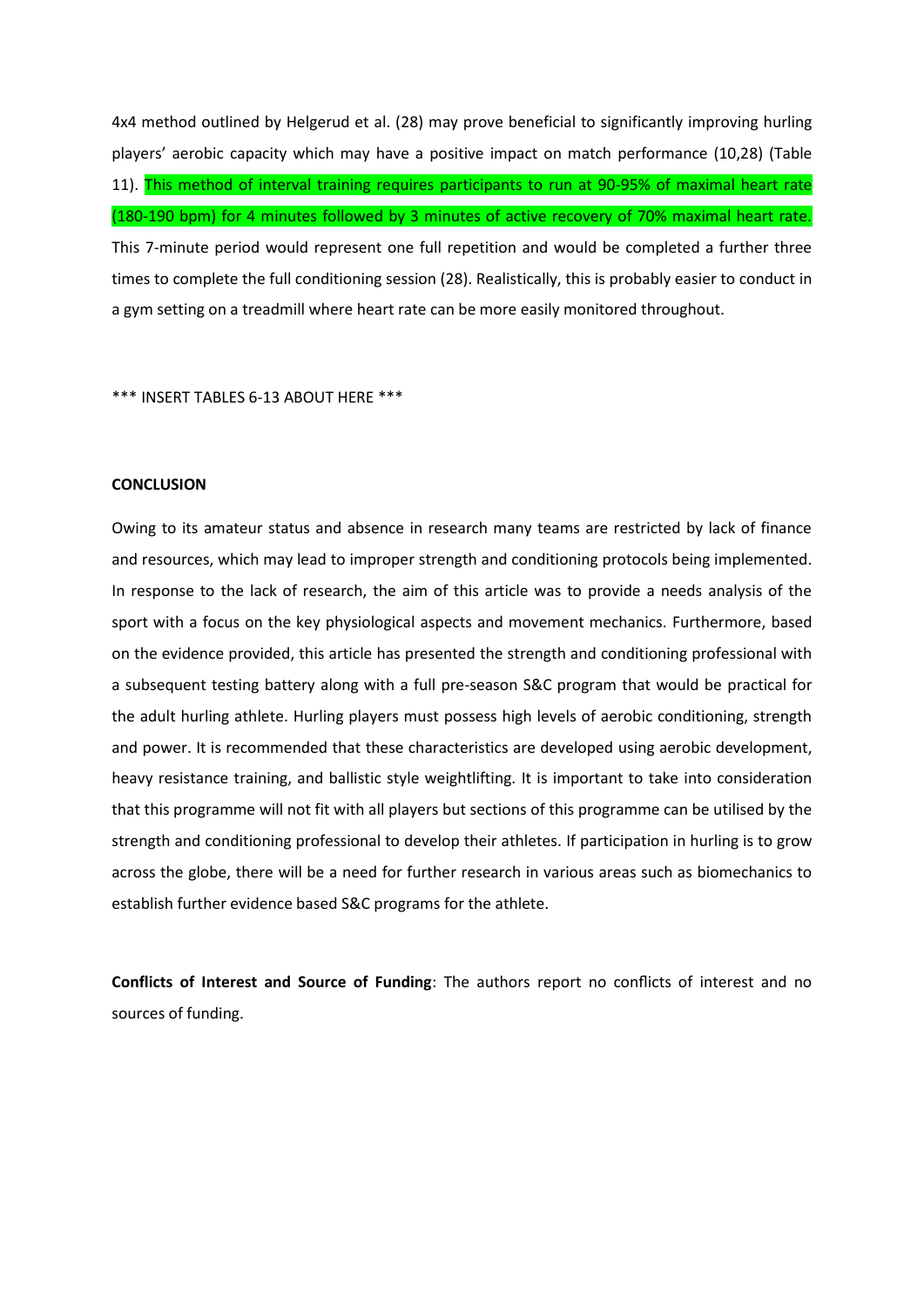4x4 method outlined by Helgerud et al. (28) may prove beneficial to significantly improving hurling players' aerobic capacity which may have a positive impact on match performance (10,28) (Table 11). This method of interval training requires participants to run at 90-95% of maximal heart rate (180-190 bpm) for 4 minutes followed by 3 minutes of active recovery of 70% maximal heart rate. This 7-minute period would represent one full repetition and would be completed a further three times to complete the full conditioning session (28). Realistically, this is probably easier to conduct in a gym setting on a treadmill where heart rate can be more easily monitored throughout.

*** INSERT TABLES 6-13 ABOUT HERE ***

**CONCLUSION**

Owing to its amateur status and absence in research many teams are restricted by lack of finance and resources, which may lead to improper strength and conditioning protocols being implemented. In response to the lack of research, the aim of this article was to provide a needs analysis of the sport with a focus on the key physiological aspects and movement mechanics. Furthermore, based on the evidence provided, this article has presented the strength and conditioning professional with a subsequent testing battery along with a full pre-season S&C program that would be practical for the adult hurling athlete. Hurling players must possess high levels of aerobic conditioning, strength and power. It is recommended that these characteristics are developed using aerobic development, heavy resistance training, and ballistic style weightlifting. It is important to take into consideration that this programme will not fit with all players but sections of this programme can be utilised by the strength and conditioning professional to develop their athletes. If participation in hurling is to grow across the globe, there will be a need for further research in various areas such as biomechanics to establish further evidence based S&C programs for the athlete.

**Conflicts of Interest and Source of Funding**: The authors report no conflicts of interest and no sources of funding.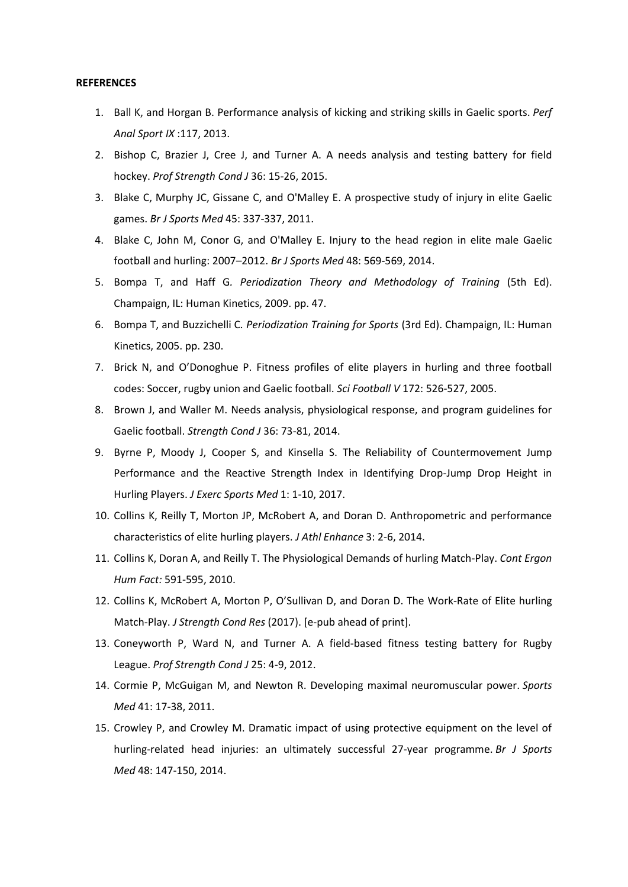**REFERENCES**

1. Ball K, and Horgan B. Performance analysis of kicking and striking skills in Gaelic sports. *Perf Anal Sport IX* :117, 2013.
2. Bishop C, Brazier J, Cree J, and Turner A. A needs analysis and testing battery for field hockey. *Prof Strength Cond J* 36: 15-26, 2015.
3. Blake C, Murphy JC, Gissane C, and O'Malley E. A prospective study of injury in elite Gaelic games. *Br J Sports Med* 45: 337-337, 2011.
4. Blake C, John M, Conor G, and O'Malley E. Injury to the head region in elite male Gaelic football and hurling: 2007–2012. *Br J Sports Med* 48: 569-569, 2014.
5. Bompa T, and Haff G. *Periodization Theory and Methodology of Training* (5th Ed). Champaign, IL: Human Kinetics, 2009. pp. 47.
6. Bompa T, and Buzzichelli C. *Periodization Training for Sports* (3rd Ed). Champaign, IL: Human Kinetics, 2005. pp. 230.
7. Brick N, and O'Donoghue P. Fitness profiles of elite players in hurling and three football codes: Soccer, rugby union and Gaelic football. *Sci Football V* 172: 526-527, 2005.
8. Brown J, and Waller M. Needs analysis, physiological response, and program guidelines for Gaelic football. *Strength Cond J* 36: 73-81, 2014.
9. Byrne P, Moody J, Cooper S, and Kinsella S. The Reliability of Countermovement Jump Performance and the Reactive Strength Index in Identifying Drop-Jump Drop Height in Hurling Players. *J Exerc Sports Med* 1: 1-10, 2017.
10. Collins K, Reilly T, Morton JP, McRobert A, and Doran D. Anthropometric and performance characteristics of elite hurling players. *J Athl Enhance* 3: 2-6, 2014.
11. Collins K, Doran A, and Reilly T. The Physiological Demands of hurling Match-Play. *Cont Ergon Hum Fact:* 591-595, 2010.
12. Collins K, McRobert A, Morton P, O'Sullivan D, and Doran D. The Work-Rate of Elite hurling Match-Play. *J Strength Cond Res* (2017). [e-pub ahead of print].
13. Coneyworth P, Ward N, and Turner A. A field-based fitness testing battery for Rugby League. *Prof Strength Cond J* 25: 4-9, 2012.
14. Cormie P, McGuigan M, and Newton R. Developing maximal neuromuscular power. *Sports Med* 41: 17-38, 2011.
15. Crowley P, and Crowley M. Dramatic impact of using protective equipment on the level of hurling-related head injuries: an ultimately successful 27-year programme. *Br J Sports Med* 48: 147-150, 2014.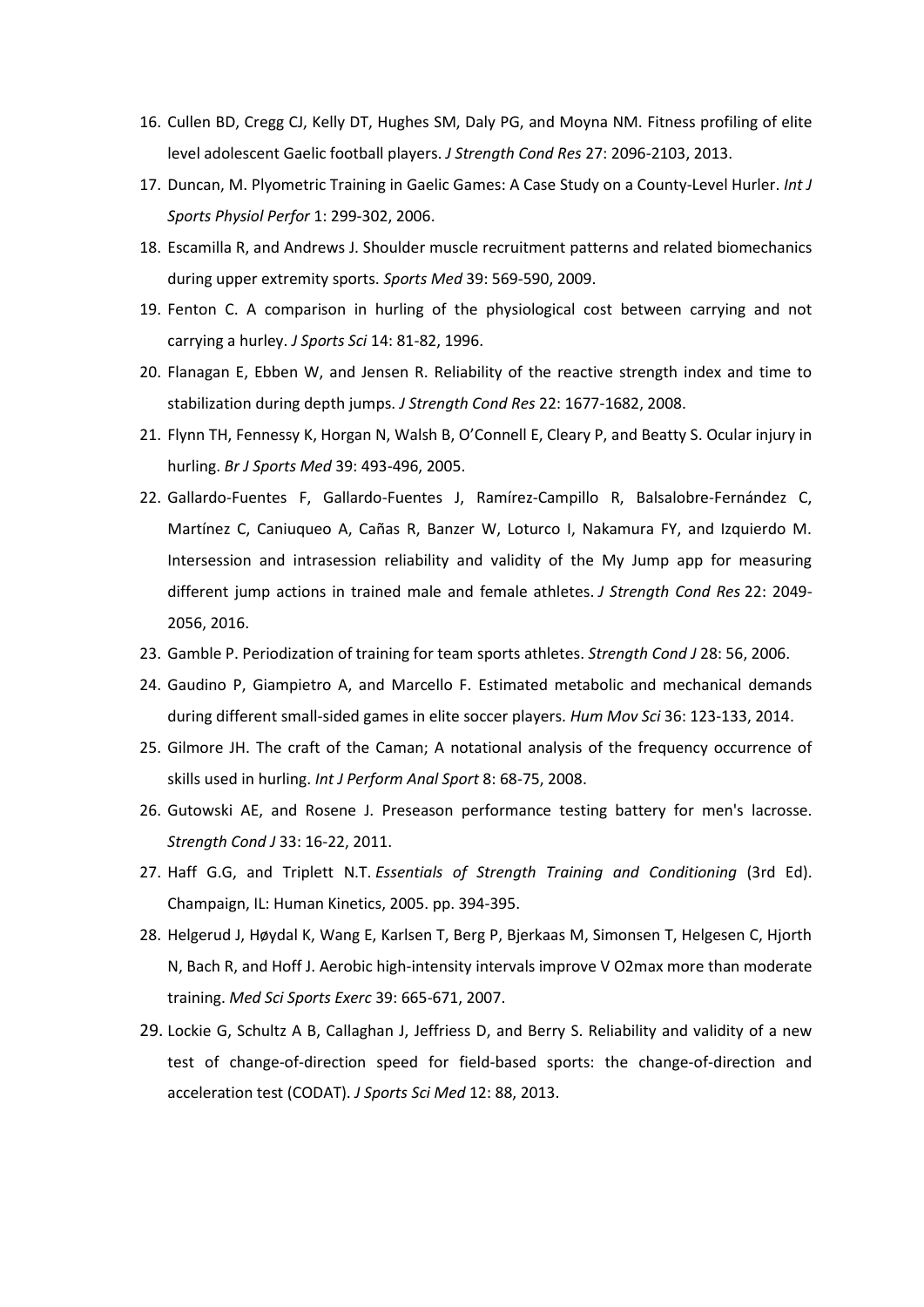16. Cullen BD, Cregg CJ, Kelly DT, Hughes SM, Daly PG, and Moyna NM. Fitness profiling of elite level adolescent Gaelic football players. *J Strength Cond Res* 27: 2096-2103, 2013.
17. Duncan, M. Plyometric Training in Gaelic Games: A Case Study on a County-Level Hurler. *Int J Sports Physiol Perfor* 1: 299-302, 2006.
18. Escamilla R, and Andrews J. Shoulder muscle recruitment patterns and related biomechanics during upper extremity sports. *Sports Med* 39: 569-590, 2009.
19. Fenton C. A comparison in hurling of the physiological cost between carrying and not carrying a hurley. *J Sports Sci* 14: 81-82, 1996.
20. Flanagan E, Ebben W, and Jensen R. Reliability of the reactive strength index and time to stabilization during depth jumps. *J Strength Cond Res* 22: 1677-1682, 2008.
21. Flynn TH, Fennessy K, Horgan N, Walsh B, O'Connell E, Cleary P, and Beatty S. Ocular injury in hurling. *Br J Sports Med* 39: 493-496, 2005.
22. Gallardo-Fuentes F, Gallardo-Fuentes J, Ramírez-Campillo R, Balsalobre-Fernández C, Martínez C, Caniuqueo A, Cañas R, Banzer W, Loturco I, Nakamura FY, and Izquierdo M. Intersession and intrasession reliability and validity of the My Jump app for measuring different jump actions in trained male and female athletes. *J Strength Cond Res* 22: 2049-2056, 2016.
23. Gamble P. Periodization of training for team sports athletes. *Strength Cond J* 28: 56, 2006.
24. Gaudino P, Giampietro A, and Marcello F. Estimated metabolic and mechanical demands during different small-sided games in elite soccer players. *Hum Mov Sci* 36: 123-133, 2014.
25. Gilmore JH. The craft of the Caman; A notational analysis of the frequency occurrence of skills used in hurling. *Int J Perform Anal Sport* 8: 68-75, 2008.
26. Gutowski AE, and Rosene J. Preseason performance testing battery for men's lacrosse. *Strength Cond J* 33: 16-22, 2011.
27. Haff G.G, and Triplett N.T. *Essentials of Strength Training and Conditioning* (3rd Ed). Champaign, IL: Human Kinetics, 2005. pp. 394-395.
28. Helgerud J, Høydal K, Wang E, Karlsen T, Berg P, Bjerkaas M, Simonsen T, Helgesen C, Hjorth N, Bach R, and Hoff J. Aerobic high-intensity intervals improve V O2max more than moderate training. *Med Sci Sports Exerc* 39: 665-671, 2007.
29. Lockie G, Schultz A B, Callaghan J, Jeffriess D, and Berry S. Reliability and validity of a new test of change-of-direction speed for field-based sports: the change-of-direction and acceleration test (CODAT). *J Sports Sci Med* 12: 88, 2013.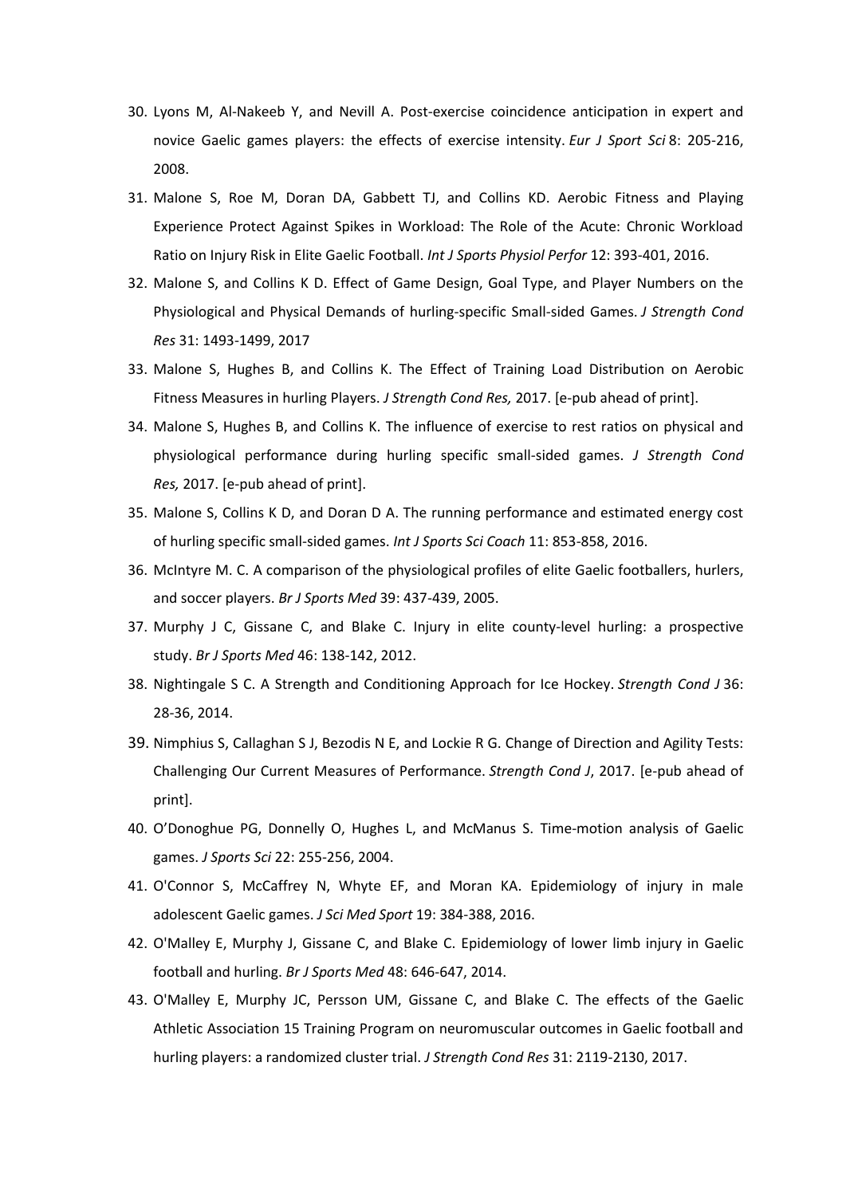30. Lyons M, Al-Nakeeb Y, and Nevill A. Post-exercise coincidence anticipation in expert and novice Gaelic games players: the effects of exercise intensity. *Eur J Sport Sci* 8: 205-216, 2008.
31. Malone S, Roe M, Doran DA, Gabbett TJ, and Collins KD. Aerobic Fitness and Playing Experience Protect Against Spikes in Workload: The Role of the Acute: Chronic Workload Ratio on Injury Risk in Elite Gaelic Football. *Int J Sports Physiol Perfor* 12: 393-401, 2016.
32. Malone S, and Collins K D. Effect of Game Design, Goal Type, and Player Numbers on the Physiological and Physical Demands of hurling-specific Small-sided Games. *J Strength Cond Res* 31: 1493-1499, 2017
33. Malone S, Hughes B, and Collins K. The Effect of Training Load Distribution on Aerobic Fitness Measures in hurling Players. *J Strength Cond Res,* 2017. [e-pub ahead of print].
34. Malone S, Hughes B, and Collins K. The influence of exercise to rest ratios on physical and physiological performance during hurling specific small-sided games. *J Strength Cond Res,* 2017. [e-pub ahead of print].
35. Malone S, Collins K D, and Doran D A. The running performance and estimated energy cost of hurling specific small-sided games. *Int J Sports Sci Coach* 11: 853-858, 2016.
36. McIntyre M. C. A comparison of the physiological profiles of elite Gaelic footballers, hurlers, and soccer players. *Br J Sports Med* 39: 437-439, 2005.
37. Murphy J C, Gissane C, and Blake C. Injury in elite county-level hurling: a prospective study. *Br J Sports Med* 46: 138-142, 2012.
38. Nightingale S C. A Strength and Conditioning Approach for Ice Hockey. *Strength Cond J* 36: 28-36, 2014.
39. Nimphius S, Callaghan S J, Bezodis N E, and Lockie R G. Change of Direction and Agility Tests: Challenging Our Current Measures of Performance. *Strength Cond J*, 2017. [e-pub ahead of print].
40. O'Donoghue PG, Donnelly O, Hughes L, and McManus S. Time-motion analysis of Gaelic games. *J Sports Sci* 22: 255-256, 2004.
41. O'Connor S, McCaffrey N, Whyte EF, and Moran KA. Epidemiology of injury in male adolescent Gaelic games. *J Sci Med Sport* 19: 384-388, 2016.
42. O'Malley E, Murphy J, Gissane C, and Blake C. Epidemiology of lower limb injury in Gaelic football and hurling. *Br J Sports Med* 48: 646-647, 2014.
43. O'Malley E, Murphy JC, Persson UM, Gissane C, and Blake C. The effects of the Gaelic Athletic Association 15 Training Program on neuromuscular outcomes in Gaelic football and hurling players: a randomized cluster trial. *J Strength Cond Res* 31: 2119-2130, 2017.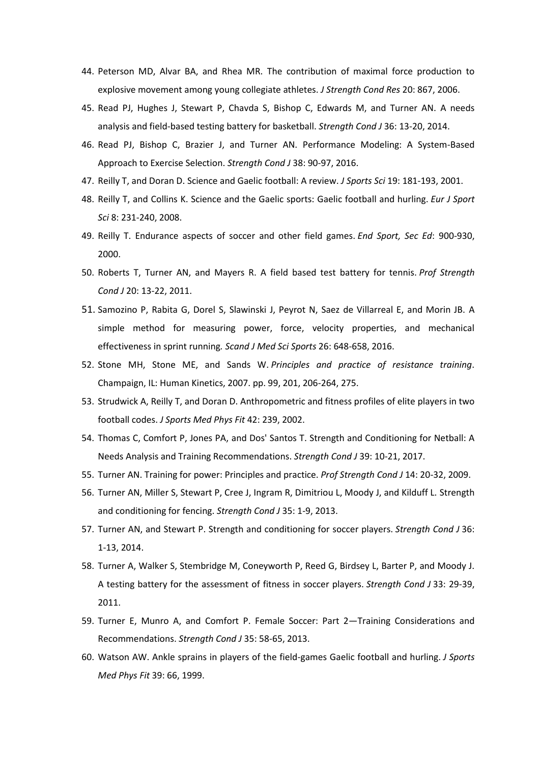44. Peterson MD, Alvar BA, and Rhea MR. The contribution of maximal force production to explosive movement among young collegiate athletes. *J Strength Cond Res* 20: 867, 2006.
45. Read PJ, Hughes J, Stewart P, Chavda S, Bishop C, Edwards M, and Turner AN. A needs analysis and field-based testing battery for basketball. *Strength Cond J* 36: 13-20, 2014.
46. Read PJ, Bishop C, Brazier J, and Turner AN. Performance Modeling: A System-Based Approach to Exercise Selection. *Strength Cond J* 38: 90-97, 2016.
47. Reilly T, and Doran D. Science and Gaelic football: A review. *J Sports Sci* 19: 181-193, 2001.
48. Reilly T, and Collins K. Science and the Gaelic sports: Gaelic football and hurling. *Eur J Sport Sci* 8: 231-240, 2008.
49. Reilly T. Endurance aspects of soccer and other field games. *End Sport, Sec Ed*: 900-930, 2000.
50. Roberts T, Turner AN, and Mayers R. A field based test battery for tennis. *Prof Strength Cond J* 20: 13-22, 2011.
51. Samozino P, Rabita G, Dorel S, Slawinski J, Peyrot N, Saez de Villarreal E, and Morin JB. A simple method for measuring power, force, velocity properties, and mechanical effectiveness in sprint running. *Scand J Med Sci Sports* 26: 648-658, 2016.
52. Stone MH, Stone ME, and Sands W. *Principles and practice of resistance training*. Champaign, IL: Human Kinetics, 2007. pp. 99, 201, 206-264, 275.
53. Strudwick A, Reilly T, and Doran D. Anthropometric and fitness profiles of elite players in two football codes. *J Sports Med Phys Fit* 42: 239, 2002.
54. Thomas C, Comfort P, Jones PA, and Dos' Santos T. Strength and Conditioning for Netball: A Needs Analysis and Training Recommendations. *Strength Cond J* 39: 10-21, 2017.
55. Turner AN. Training for power: Principles and practice. *Prof Strength Cond J* 14: 20-32, 2009.
56. Turner AN, Miller S, Stewart P, Cree J, Ingram R, Dimitriou L, Moody J, and Kilduff L. Strength and conditioning for fencing. *Strength Cond J* 35: 1-9, 2013.
57. Turner AN, and Stewart P. Strength and conditioning for soccer players. *Strength Cond J* 36: 1-13, 2014.
58. Turner A, Walker S, Stembridge M, Coneyworth P, Reed G, Birdsey L, Barter P, and Moody J. A testing battery for the assessment of fitness in soccer players. *Strength Cond J* 33: 29-39, 2011.
59. Turner E, Munro A, and Comfort P. Female Soccer: Part 2—Training Considerations and Recommendations. *Strength Cond J* 35: 58-65, 2013.
60. Watson AW. Ankle sprains in players of the field-games Gaelic football and hurling. *J Sports Med Phys Fit* 39: 66, 1999.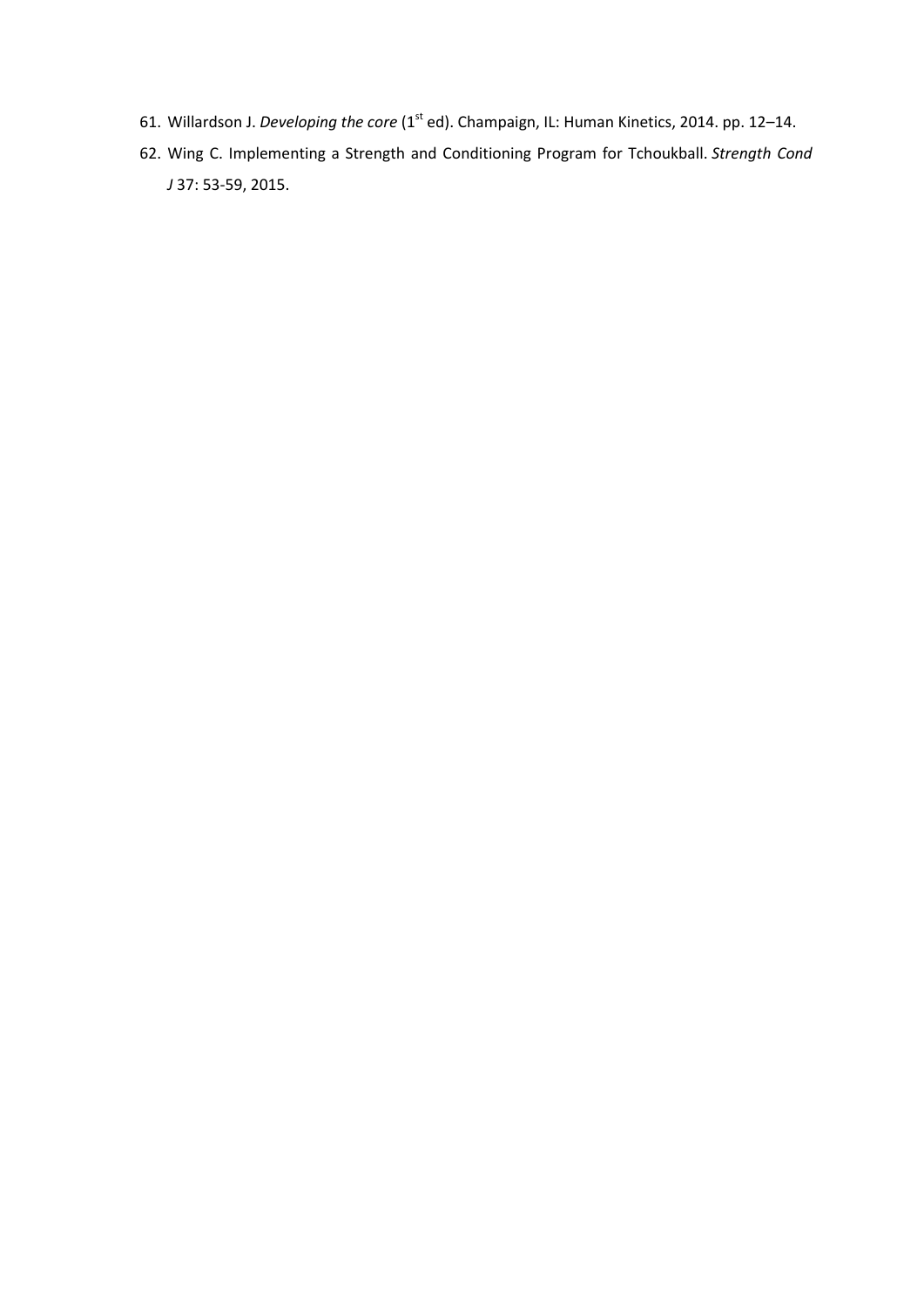61. Willardson J. *Developing the core* (1st ed). Champaign, IL: Human Kinetics, 2014. pp. 12–14.
62. Wing C. Implementing a Strength and Conditioning Program for Tchoukball. *Strength Cond J* 37: 53-59, 2015.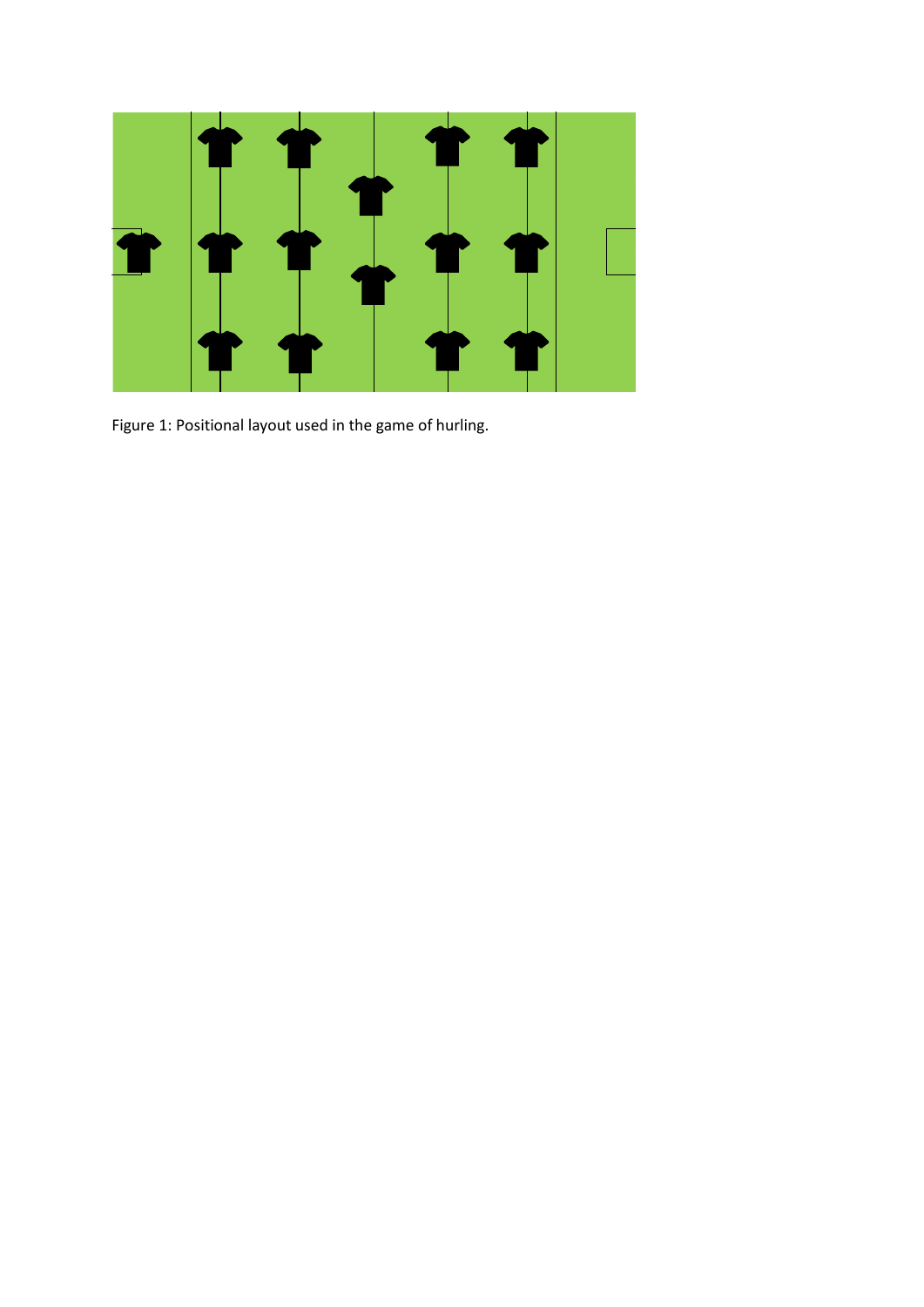Figure 1: Positional layout used in the game of hurling.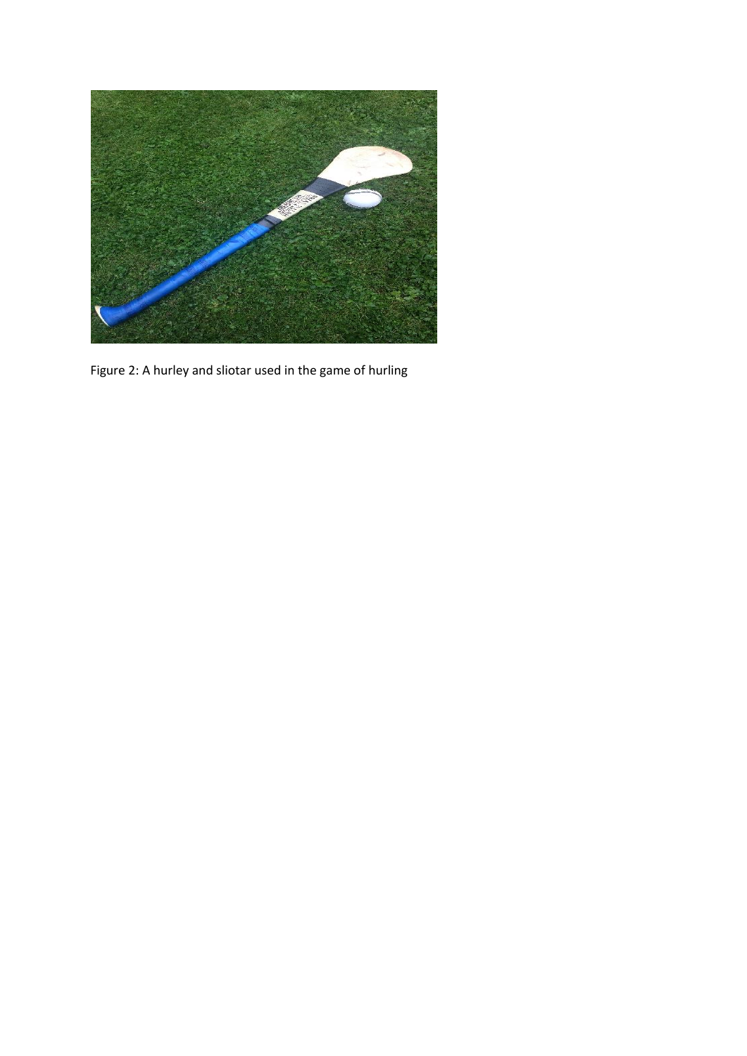Figure 2: A hurley and sliotar used in the game of hurling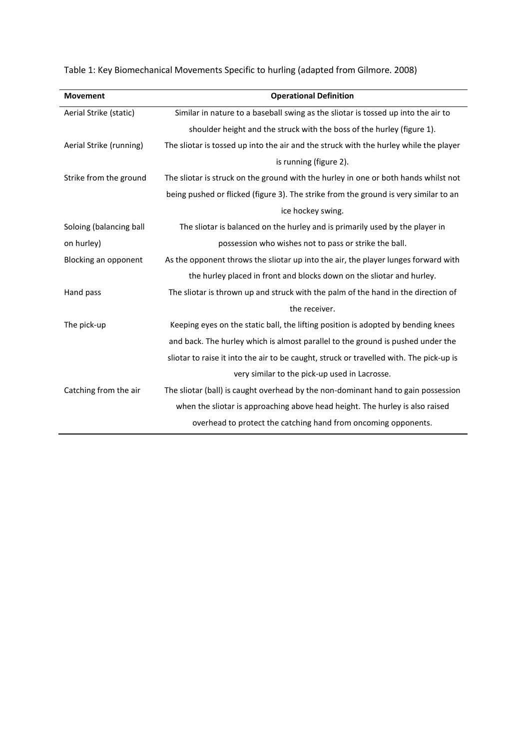Table 1: Key Biomechanical Movements Specific to hurling (adapted from Gilmore. 2008)

| Movement | Operational Definition |
| --- | --- |
| Aerial Strike (static) | Similar in nature to a baseball swing as the sliotar is tossed up into the air to shoulder height and the struck with the boss of the hurley (figure 1). |
| Aerial Strike (running) | The sliotar is tossed up into the air and the struck with the hurley while the player is running (figure 2). |
| Strike from the ground | The sliotar is struck on the ground with the hurley in one or both hands whilst not being pushed or flicked (figure 3). The strike from the ground is very similar to an ice hockey swing. |
| Soloing (balancing ball on hurley) | The sliotar is balanced on the hurley and is primarily used by the player in possession who wishes not to pass or strike the ball. |
| Blocking an opponent | As the opponent throws the sliotar up into the air, the player lunges forward with the hurley placed in front and blocks down on the sliotar and hurley. |
| Hand pass | The sliotar is thrown up and struck with the palm of the hand in the direction of the receiver. |
| The pick-up | Keeping eyes on the static ball, the lifting position is adopted by bending knees and back. The hurley which is almost parallel to the ground is pushed under the sliotar to raise it into the air to be caught, struck or travelled with. The pick-up is very similar to the pick-up used in Lacrosse. |
| Catching from the air | The sliotar (ball) is caught overhead by the non-dominant hand to gain possession when the sliotar is approaching above head height. The hurley is also raised overhead to protect the catching hand from oncoming opponents. |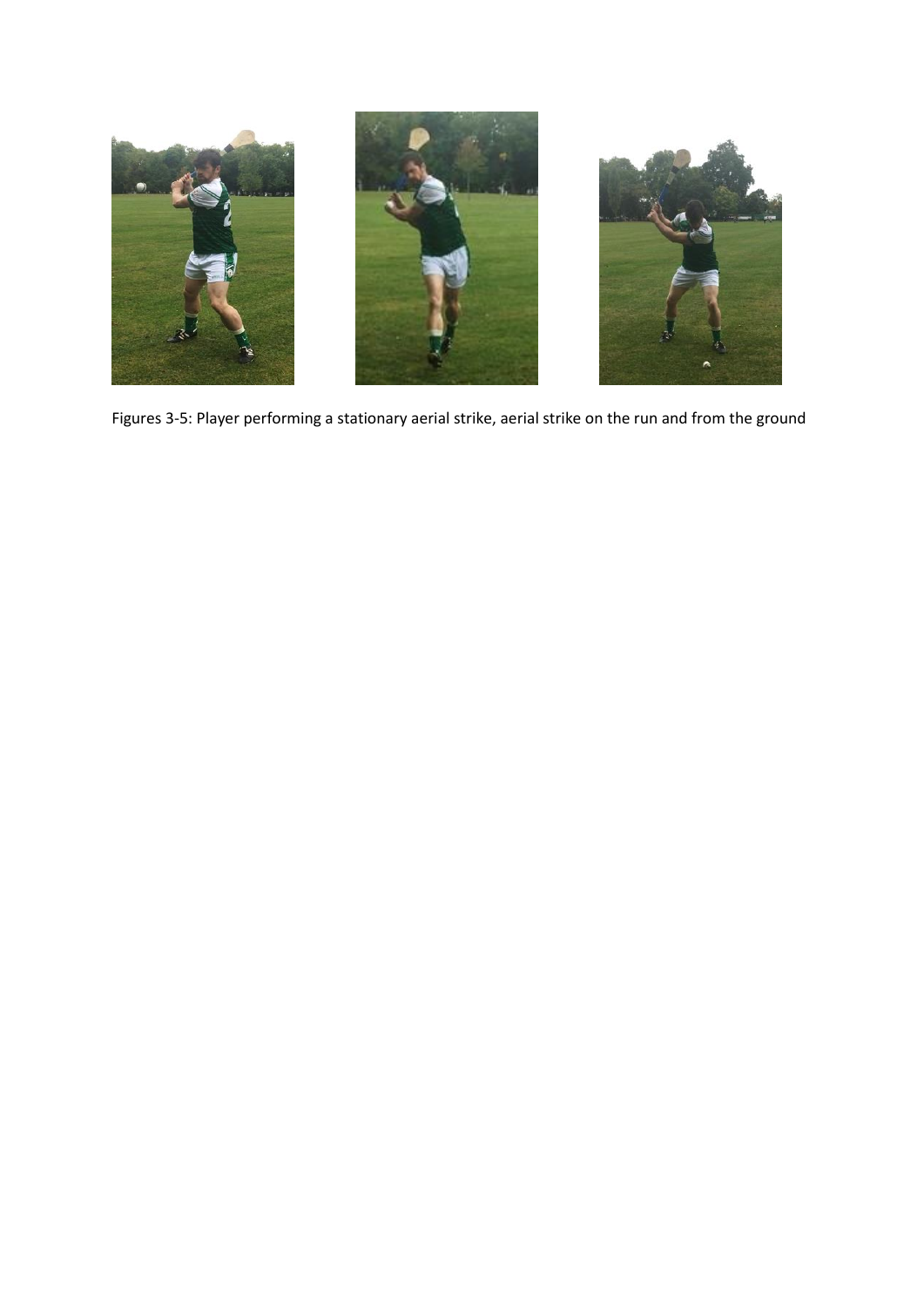Figures 3-5: Player performing a stationary aerial strike, aerial strike on the run and from the ground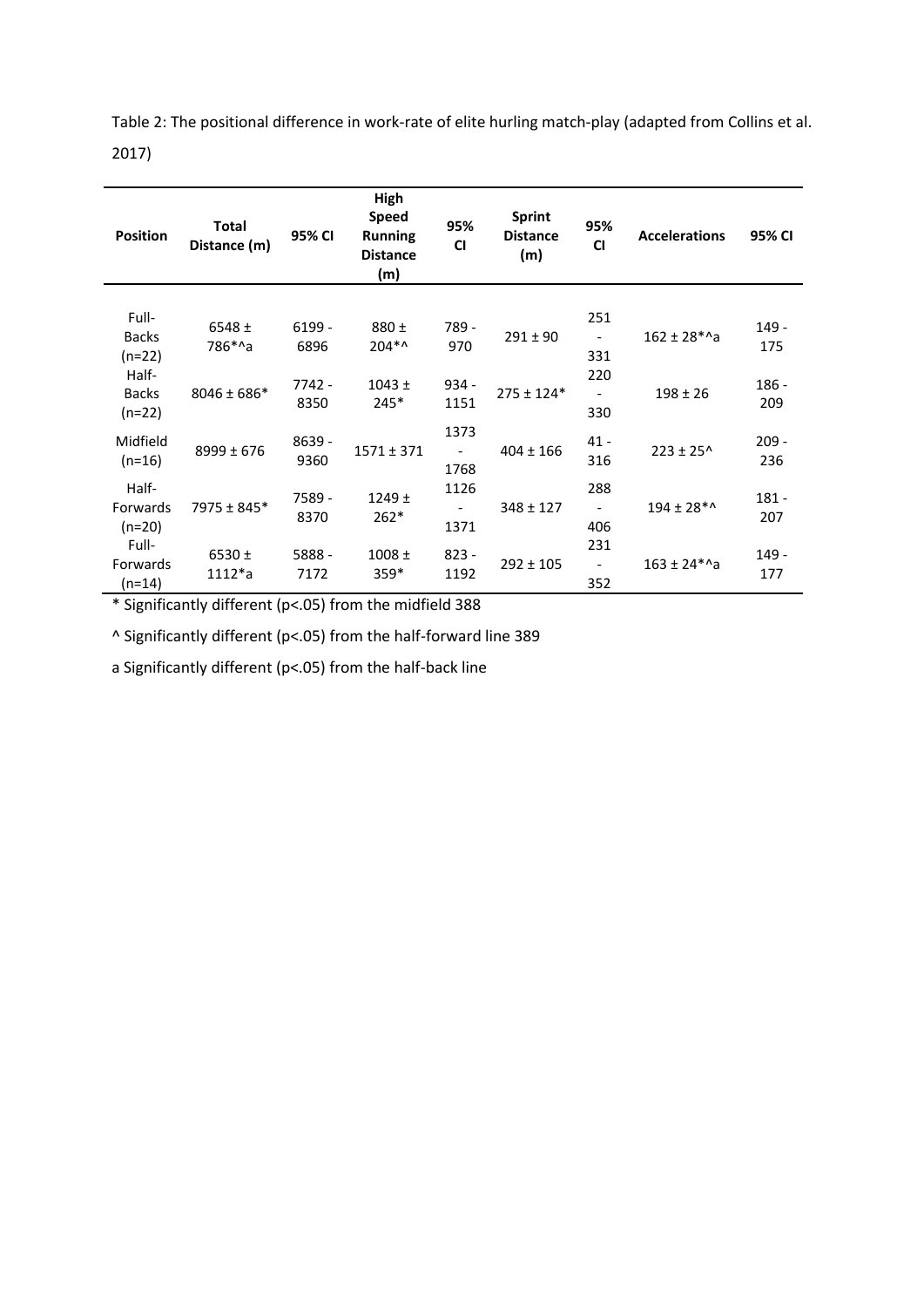Table 2: The positional difference in work-rate of elite hurling match-play (adapted from Collins et al. 2017)

| Position | Total Distance (m) | 95% CI | High Speed Running Distance (m) | 95% CI | Sprint Distance (m) | 95% CI | Accelerations | 95% CI |
|---|---|---|---|---|---|---|---|---|
| Full-Backs (n=22) | 6548 ± 786*^a | 6199 - 6896 | 880 ± 204*^ | 789 - 970 | 291 ± 90 | 251 - 331 | 162 ± 28*^a | 149 - 175 |
| Half-Backs (n=22) | 8046 ± 686* | 7742 - 8350 | 1043 ± 245* | 934 - 1151 | 275 ± 124* | 220 - 330 | 198 ± 26 | 186 - 209 |
| Midfield (n=16) | 8999 ± 676 | 8639 - 9360 | 1571 ± 371 | 1373 - 1768 | 404 ± 166 | 41 - 316 | 223 ± 25^ | 209 - 236 |
| Half-Forwards (n=20) | 7975 ± 845* | 7589 - 8370 | 1249 ± 262* | 1126 - 1371 | 348 ± 127 | 288 - 406 | 194 ± 28*^ | 181 - 207 |
| Full-Forwards (n=14) | 6530 ± 1112*a | 5888 - 7172 | 1008 ± 359* | 823 - 1192 | 292 ± 105 | 231 - 352 | 163 ± 24*^a | 149 - 177 |

* Significantly different (p<.05) from the midfield 388

^ Significantly different (p<.05) from the half-forward line 389

a Significantly different (p<.05) from the half-back line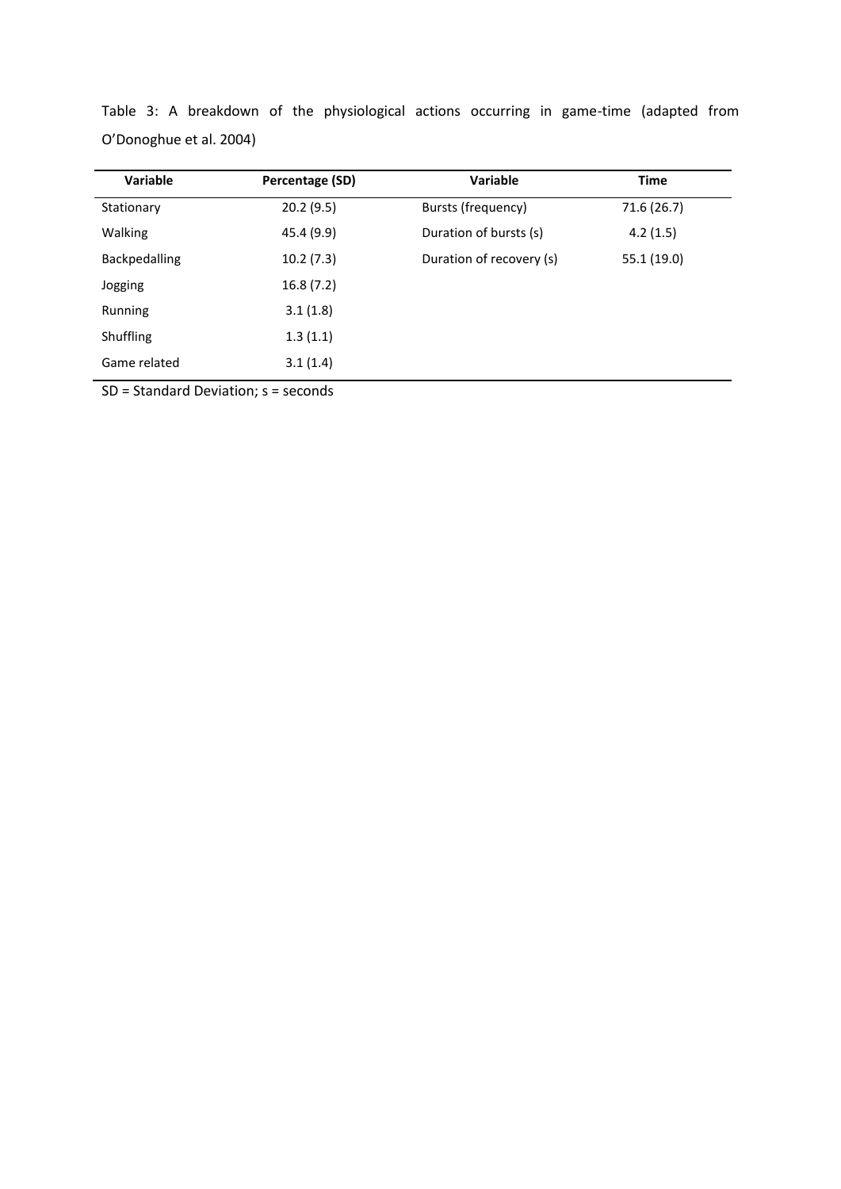Table 3: A breakdown of the physiological actions occurring in game-time (adapted from O'Donoghue et al. 2004)

| Variable | Percentage (SD) | Variable | Time |
|---|---|---|---|
| Stationary | 20.2 (9.5) | Bursts (frequency) | 71.6 (26.7) |
| Walking | 45.4 (9.9) | Duration of bursts (s) | 4.2 (1.5) |
| Backpedalling | 10.2 (7.3) | Duration of recovery (s) | 55.1 (19.0) |
| Jogging | 16.8 (7.2) | | |
| Running | 3.1 (1.8) | | |
| Shuffling | 1.3 (1.1) | | |
| Game related | 3.1 (1.4) | | |

SD = Standard Deviation; s = seconds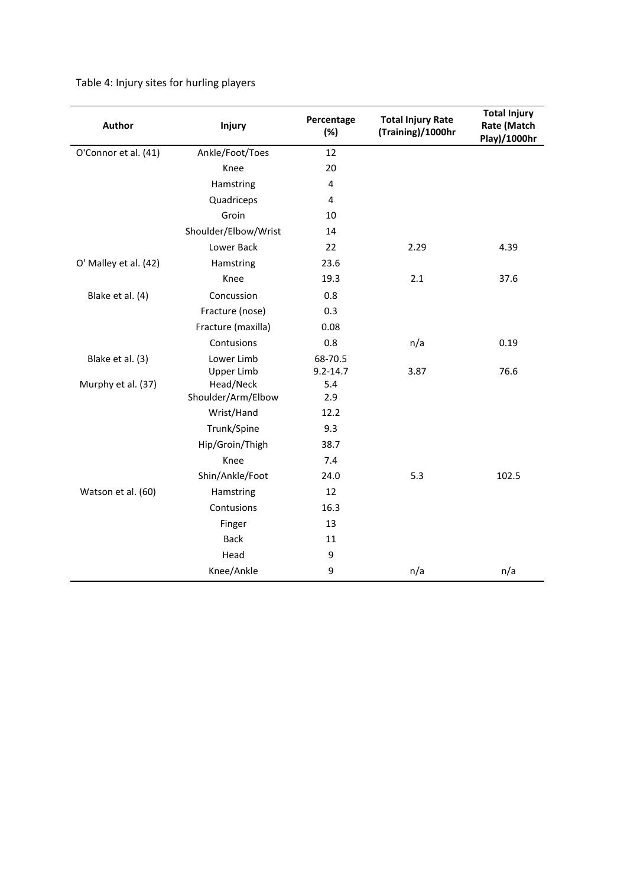Table 4: Injury sites for hurling players

| Author | Injury | Percentage (%) | Total Injury Rate (Training)/1000hr | Total Injury Rate (Match Play)/1000hr |
|---|---|---|---|---|
| O'Connor et al. (41) | Ankle/Foot/Toes | 12 | | |
| | Knee | 20 | | |
| | Hamstring | 4 | | |
| | Quadriceps | 4 | | |
| | Groin | 10 | | |
| | Shoulder/Elbow/Wrist | 14 | | |
| | Lower Back | 22 | 2.29 | 4.39 |
| O' Malley et al. (42) | Hamstring | 23.6 | | |
| | Knee | 19.3 | 2.1 | 37.6 |
| Blake et al. (4) | Concussion | 0.8 | | |
| | Fracture (nose) | 0.3 | | |
| | Fracture (maxilla) | 0.08 | | |
| | Contusions | 0.8 | n/a | 0.19 |
| Blake et al. (3) | Lower Limb | 68-70.5 | | |
| | Upper Limb | 9.2-14.7 | 3.87 | 76.6 |
| Murphy et al. (37) | Head/Neck | 5.4 | | |
| | Shoulder/Arm/Elbow | 2.9 | | |
| | Wrist/Hand | 12.2 | | |
| | Trunk/Spine | 9.3 | | |
| | Hip/Groin/Thigh | 38.7 | | |
| | Knee | 7.4 | | |
| | Shin/Ankle/Foot | 24.0 | 5.3 | 102.5 |
| Watson et al. (60) | Hamstring | 12 | | |
| | Contusions | 16.3 | | |
| | Finger | 13 | | |
| | Back | 11 | | |
| | Head | 9 | | |
| | Knee/Ankle | 9 | n/a | n/a |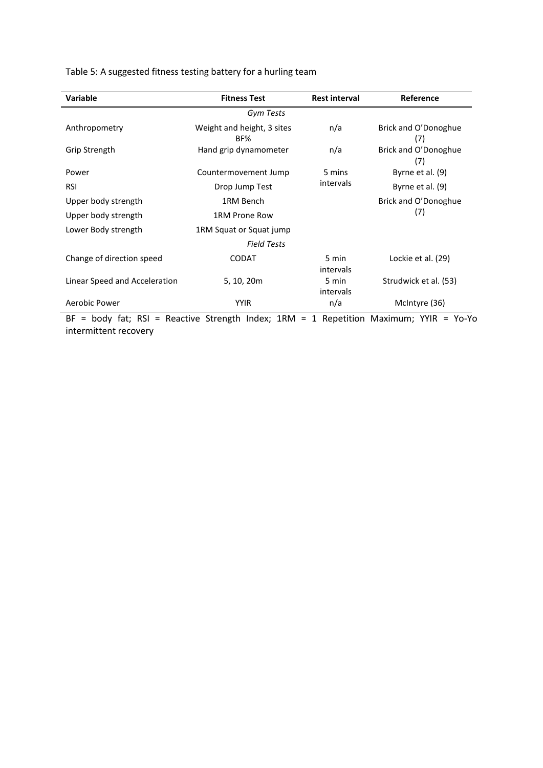Table 5: A suggested fitness testing battery for a hurling team

| Variable | Fitness Test | Rest interval | Reference |
|---|---|---|---|
| | *Gym Tests* | | |
| Anthropometry | Weight and height, 3 sites BF% | n/a | Brick and O'Donoghue (7) |
| Grip Strength | Hand grip dynamometer | n/a | Brick and O'Donoghue (7) |
| Power | Countermovement Jump | 5 mins intervals | Byrne et al. (9) |
| RSI | Drop Jump Test | | Byrne et al. (9) |
| Upper body strength | 1RM Bench | | Brick and O'Donoghue (7) |
| Upper body strength | 1RM Prone Row | | |
| Lower Body strength | 1RM Squat or Squat jump | | |
| | *Field Tests* | | |
| Change of direction speed | CODAT | 5 min intervals | Lockie et al. (29) |
| Linear Speed and Acceleration | 5, 10, 20m | 5 min intervals | Strudwick et al. (53) |
| Aerobic Power | YYIR | n/a | McIntyre (36) |

BF = body fat; RSI = Reactive Strength Index; 1RM = 1 Repetition Maximum; YYIR = Yo-Yo intermittent recovery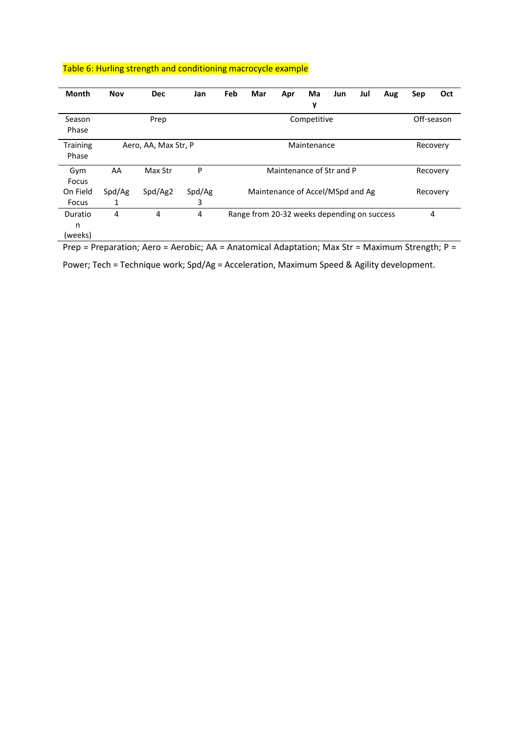Table 6: Hurling strength and conditioning macrocycle example

| Month | Nov | Dec | Jan | Feb | Mar | Apr | May | Jun | Jul | Aug | Sep | Oct |
|---|---|---|---|---|---|---|---|---|---|---|---|---|
| Season Phase | Prep | | | Competitive | | | | | | | Off-season | |
| Training Phase | Aero, AA, Max Str, P | | | Maintenance | | | | | | | Recovery | |
| Gym Focus | AA | Max Str | P | Maintenance of Str and P | | | | | | | Recovery | |
| On Field Focus | Spd/Ag 1 | Spd/Ag2 | Spd/Ag 3 | Maintenance of Accel/MSpd and Ag | | | | | | | Recovery | |
| Duration (weeks) | 4 | 4 | 4 | Range from 20-32 weeks depending on success | | | | | | | 4 | |

Prep = Preparation; Aero = Aerobic; AA = Anatomical Adaptation; Max Str = Maximum Strength; P = Power; Tech = Technique work; Spd/Ag = Acceleration, Maximum Speed & Agility development.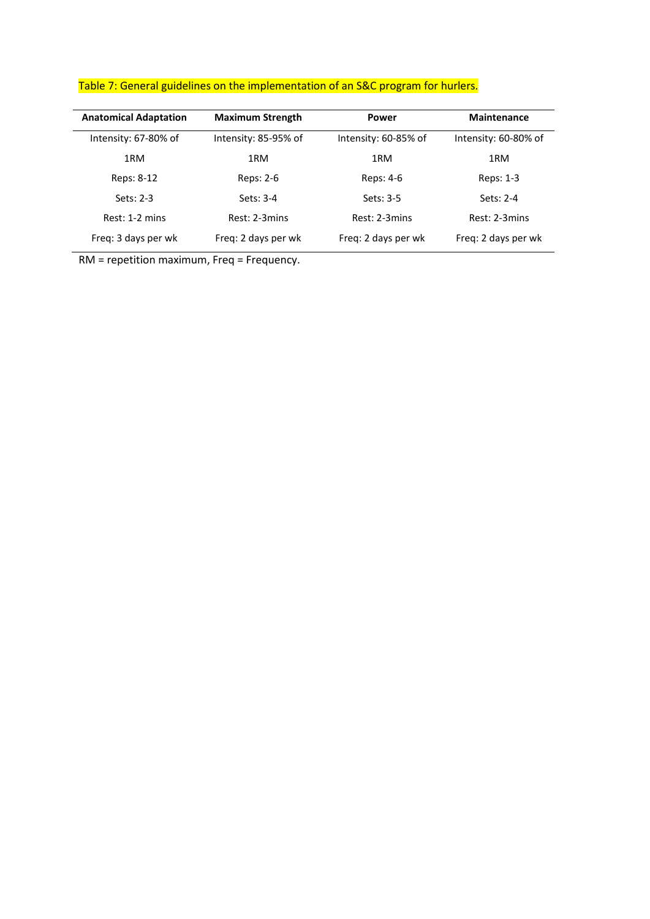Table 7: General guidelines on the implementation of an S&C program for hurlers.

| Anatomical Adaptation | Maximum Strength | Power | Maintenance |
|---|---|---|---|
| Intensity: 67-80% of 1RM | Intensity: 85-95% of 1RM | Intensity: 60-85% of 1RM | Intensity: 60-80% of 1RM |
| Reps: 8-12 | Reps: 2-6 | Reps: 4-6 | Reps: 1-3 |
| Sets: 2-3 | Sets: 3-4 | Sets: 3-5 | Sets: 2-4 |
| Rest: 1-2 mins | Rest: 2-3mins | Rest: 2-3mins | Rest: 2-3mins |
| Freq: 3 days per wk | Freq: 2 days per wk | Freq: 2 days per wk | Freq: 2 days per wk |

RM = repetition maximum, Freq = Frequency.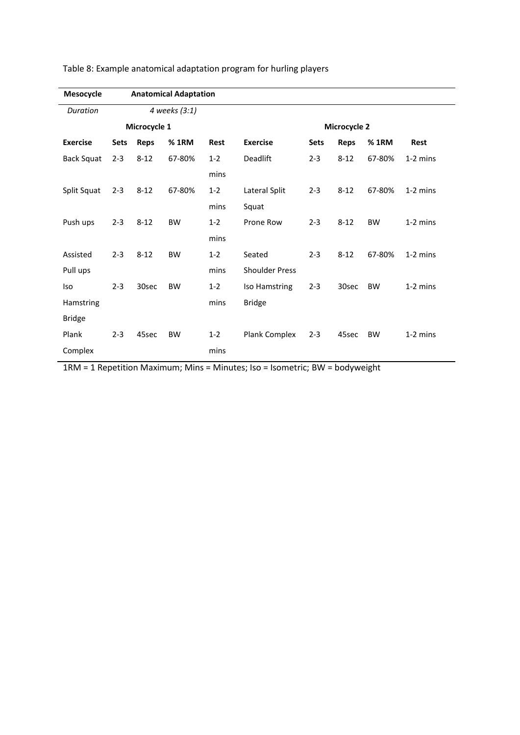Table 8: Example anatomical adaptation program for hurling players

| Mesocycle | Anatomical Adaptation | | | | | | | | |
|---|---|---|---|---|---|---|---|---|---|
| *Duration* | *4 weeks (3:1)* | | | | | | | | |
| Microcycle 1 | | | | | Microcycle 2 | | | | |
| **Exercise** | **Sets** | **Reps** | **% 1RM** | **Rest** | **Exercise** | **Sets** | **Reps** | **% 1RM** | **Rest** |
| Back Squat | 2-3 | 8-12 | 67-80% | 1-2 mins | Deadlift | 2-3 | 8-12 | 67-80% | 1-2 mins |
| Split Squat | 2-3 | 8-12 | 67-80% | 1-2 mins | Lateral Split Squat | 2-3 | 8-12 | 67-80% | 1-2 mins |
| Push ups | 2-3 | 8-12 | BW | 1-2 mins | Prone Row | 2-3 | 8-12 | BW | 1-2 mins |
| Assisted Pull ups | 2-3 | 8-12 | BW | 1-2 mins | Seated Shoulder Press | 2-3 | 8-12 | 67-80% | 1-2 mins |
| Iso Hamstring Bridge | 2-3 | 30sec | BW | 1-2 mins | Iso Hamstring Bridge | 2-3 | 30sec | BW | 1-2 mins |
| Plank Complex | 2-3 | 45sec | BW | 1-2 mins | Plank Complex | 2-3 | 45sec | BW | 1-2 mins |

1RM = 1 Repetition Maximum; Mins = Minutes; Iso = Isometric; BW = bodyweight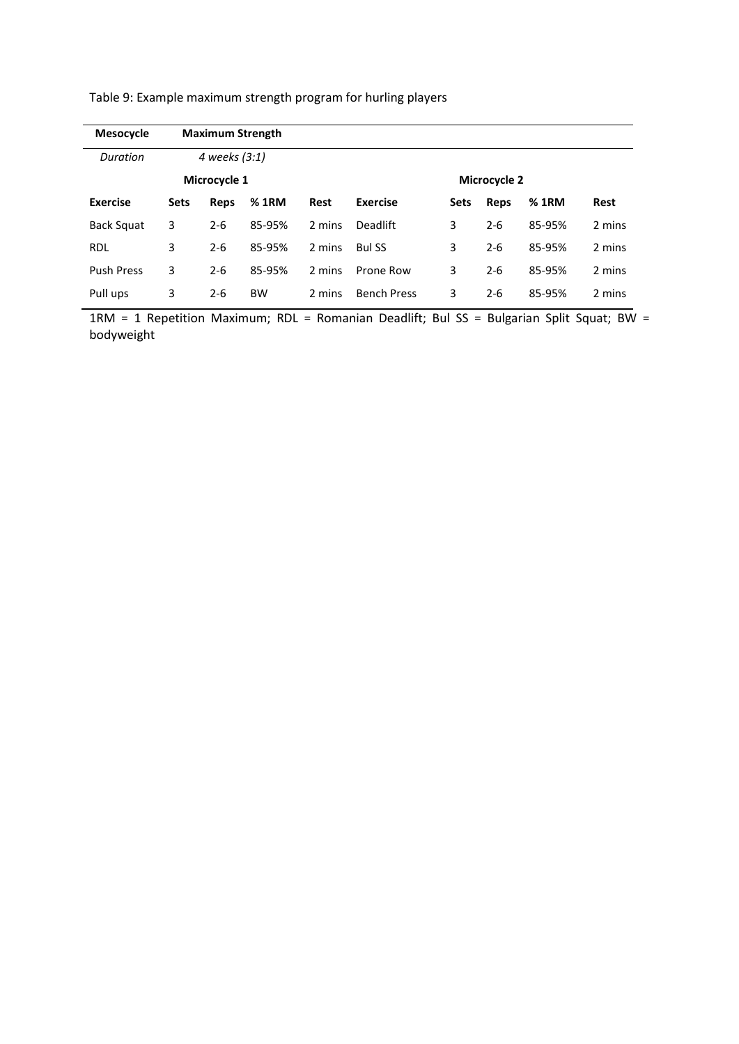Table 9: Example maximum strength program for hurling players

| **Mesocycle** | **Maximum Strength** | | | | | | | | |
|---|---|---|---|---|---|---|---|---|---|
| *Duration* | *4 weeks (3:1)* | | | | | | | | |
| | **Microcycle 1** | | | | | **Microcycle 2** | | | |
| **Exercise** | **Sets** | **Reps** | **% 1RM** | **Rest** | **Exercise** | **Sets** | **Reps** | **% 1RM** | **Rest** |
| Back Squat | 3 | 2-6 | 85-95% | 2 mins | Deadlift | 3 | 2-6 | 85-95% | 2 mins |
| RDL | 3 | 2-6 | 85-95% | 2 mins | Bul SS | 3 | 2-6 | 85-95% | 2 mins |
| Push Press | 3 | 2-6 | 85-95% | 2 mins | Prone Row | 3 | 2-6 | 85-95% | 2 mins |
| Pull ups | 3 | 2-6 | BW | 2 mins | Bench Press | 3 | 2-6 | 85-95% | 2 mins |

1RM = 1 Repetition Maximum; RDL = Romanian Deadlift; Bul SS = Bulgarian Split Squat; BW = bodyweight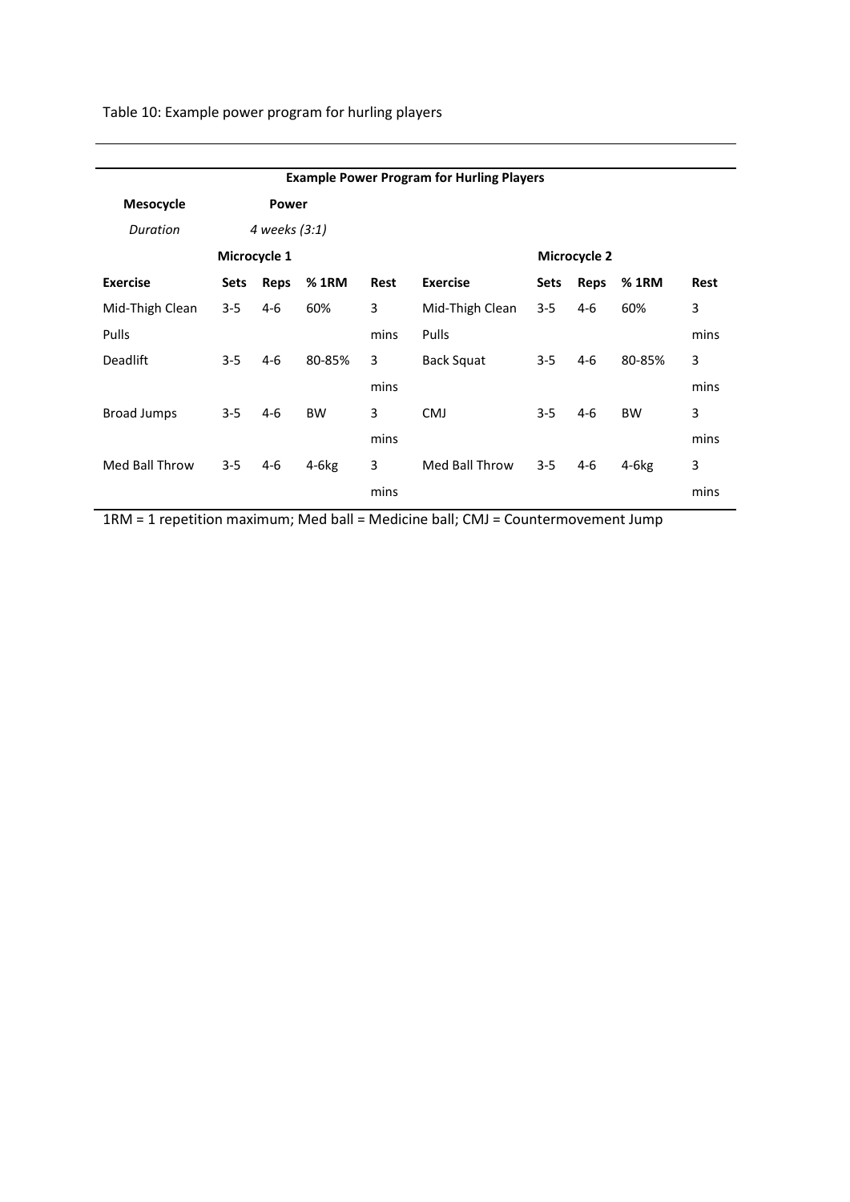Table 10: Example power program for hurling players

| Example Power Program for Hurling Players | | | | | | | | | |
|---|---|---|---|---|---|---|---|---|---|
| **Mesocycle** | **Power** | | | | | | | | |
| *Duration* | *4 weeks (3:1)* | | | | | | | | |
| | **Microcycle 1** | | | | | **Microcycle 2** | | | |
| **Exercise** | **Sets** | **Reps** | **% 1RM** | **Rest** | **Exercise** | **Sets** | **Reps** | **% 1RM** | **Rest** |
| Mid-Thigh Clean Pulls | 3-5 | 4-6 | 60% | 3 mins | Mid-Thigh Clean Pulls | 3-5 | 4-6 | 60% | 3 mins |
| Deadlift | 3-5 | 4-6 | 80-85% | 3 mins | Back Squat | 3-5 | 4-6 | 80-85% | 3 mins |
| Broad Jumps | 3-5 | 4-6 | BW | 3 mins | CMJ | 3-5 | 4-6 | BW | 3 mins |
| Med Ball Throw | 3-5 | 4-6 | 4-6kg | 3 mins | Med Ball Throw | 3-5 | 4-6 | 4-6kg | 3 mins |

1RM = 1 repetition maximum; Med ball = Medicine ball; CMJ = Countermovement Jump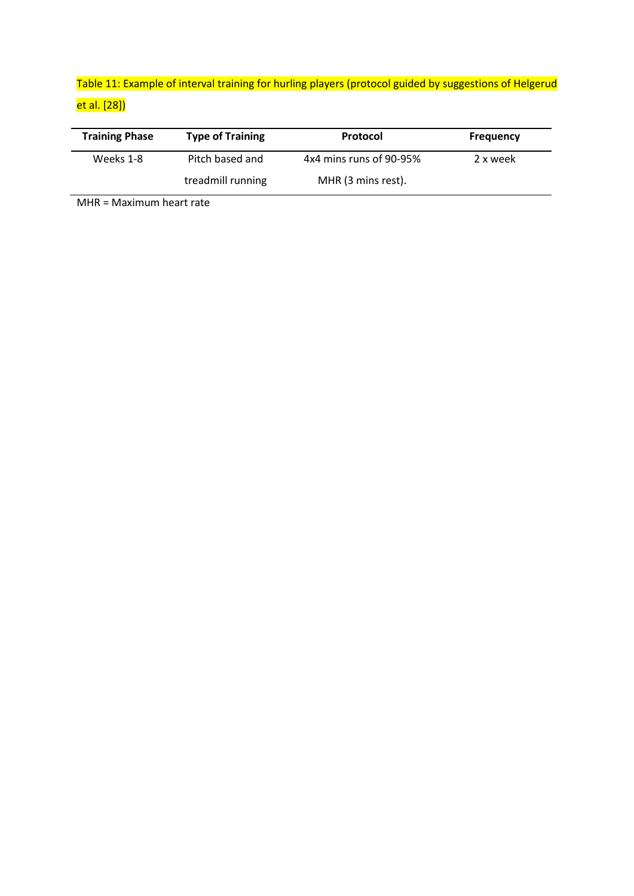Table 11: Example of interval training for hurling players (protocol guided by suggestions of Helgerud et al. [28])

| Training Phase | Type of Training | Protocol | Frequency |
|---|---|---|---|
| Weeks 1-8 | Pitch based and treadmill running | 4x4 mins runs of 90-95% MHR (3 mins rest). | 2 x week |

MHR = Maximum heart rate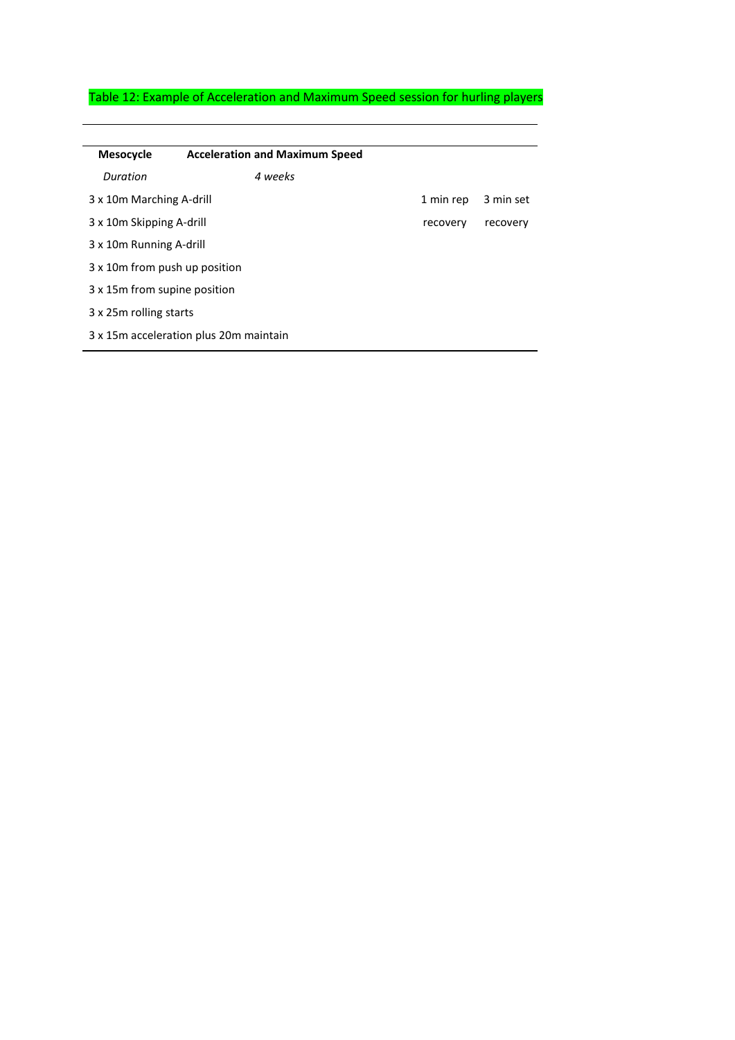Table 12: Example of Acceleration and Maximum Speed session for hurling players

| **Mesocycle** | **Acceleration and Maximum Speed** | | |
|---|---|---|---|
| *Duration* | *4 weeks* | | |
| 3 x 10m Marching A-drill | | 1 min rep recovery | 3 min set recovery |
| 3 x 10m Skipping A-drill | | | |
| 3 x 10m Running A-drill | | | |
| 3 x 10m from push up position | | | |
| 3 x 15m from supine position | | | |
| 3 x 25m rolling starts | | | |
| 3 x 15m acceleration plus 20m maintain | | | |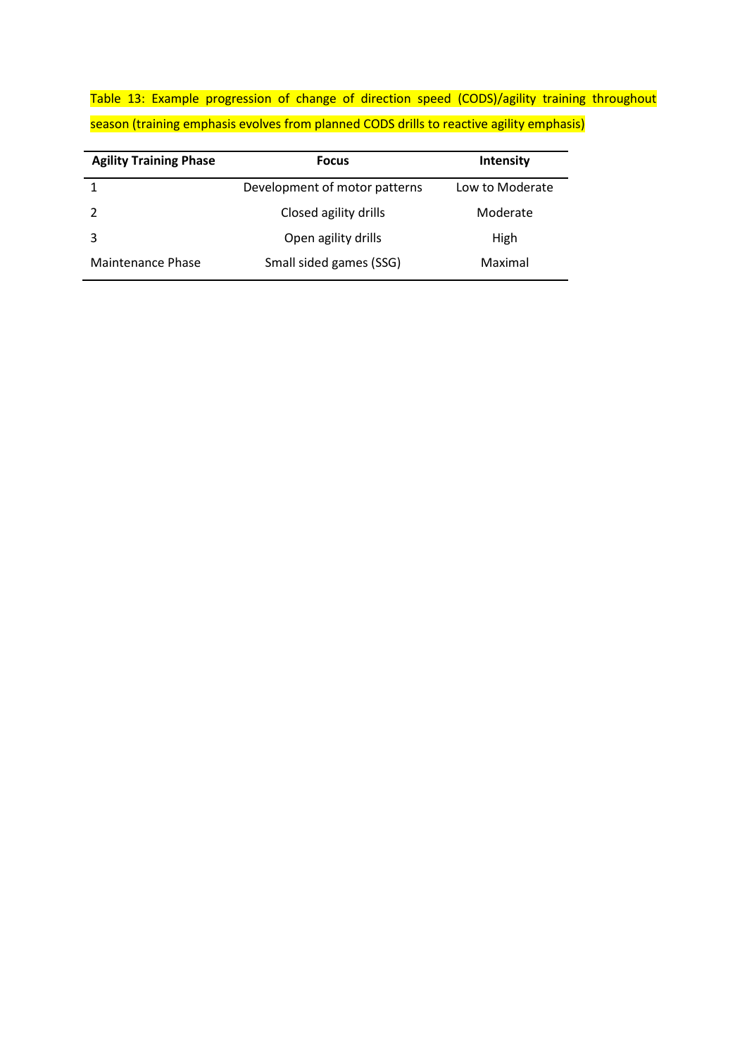Table 13: Example progression of change of direction speed (CODS)/agility training throughout season (training emphasis evolves from planned CODS drills to reactive agility emphasis)

| Agility Training Phase | Focus | Intensity |
|---|---|---|
| 1 | Development of motor patterns | Low to Moderate |
| 2 | Closed agility drills | Moderate |
| 3 | Open agility drills | High |
| Maintenance Phase | Small sided games (SSG) | Maximal |